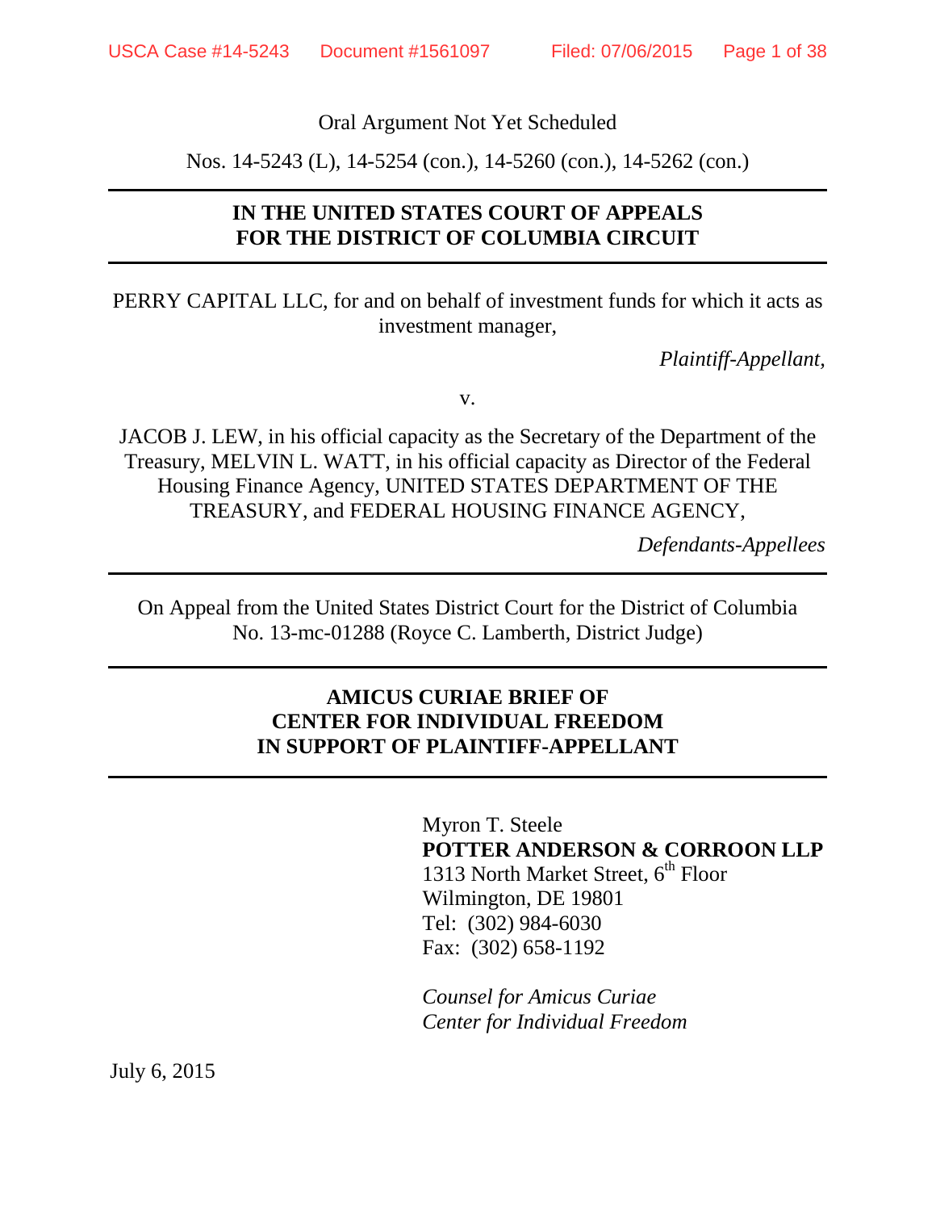Oral Argument Not Yet Scheduled

Nos. 14-5243 (L), 14-5254 (con.), 14-5260 (con.), 14-5262 (con.)

---

**IN THE UNITED STATES COURT OF APPEALS**
**FOR THE DISTRICT OF COLUMBIA CIRCUIT**

---

PERRY CAPITAL LLC, for and on behalf of investment funds for which it acts as investment manager,

*Plaintiff-Appellant,*

v.

JACOB J. LEW, in his official capacity as the Secretary of the Department of the Treasury, MELVIN L. WATT, in his official capacity as Director of the Federal Housing Finance Agency, UNITED STATES DEPARTMENT OF THE TREASURY, and FEDERAL HOUSING FINANCE AGENCY,

*Defendants-Appellees*

---

On Appeal from the United States District Court for the District of Columbia
No. 13-mc-01288 (Royce C. Lamberth, District Judge)

---

**AMICUS CURIAE BRIEF OF**
**CENTER FOR INDIVIDUAL FREEDOM**
**IN SUPPORT OF PLAINTIFF-APPELLANT**

---

Myron T. Steele
**POTTER ANDERSON & CORROON LLP**
1313 North Market Street, 6th Floor
Wilmington, DE 19801
Tel: (302) 984-6030
Fax: (302) 658-1192

*Counsel for Amicus Curiae*
*Center for Individual Freedom*

July 6, 2015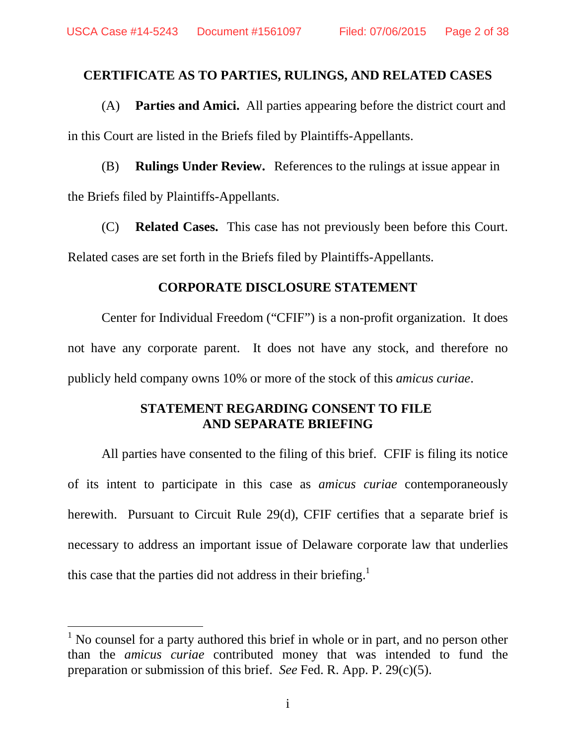## CERTIFICATE AS TO PARTIES, RULINGS, AND RELATED CASES

(A) **Parties and Amici.** All parties appearing before the district court and in this Court are listed in the Briefs filed by Plaintiffs-Appellants.

(B) **Rulings Under Review.** References to the rulings at issue appear in the Briefs filed by Plaintiffs-Appellants.

(C) **Related Cases.** This case has not previously been before this Court. Related cases are set forth in the Briefs filed by Plaintiffs-Appellants.

## CORPORATE DISCLOSURE STATEMENT

Center for Individual Freedom ("CFIF") is a non-profit organization. It does not have any corporate parent. It does not have any stock, and therefore no publicly held company owns 10% or more of the stock of this *amicus curiae*.

## STATEMENT REGARDING CONSENT TO FILE AND SEPARATE BRIEFING

All parties have consented to the filing of this brief. CFIF is filing its notice of its intent to participate in this case as *amicus curiae* contemporaneously herewith. Pursuant to Circuit Rule 29(d), CFIF certifies that a separate brief is necessary to address an important issue of Delaware corporate law that underlies this case that the parties did not address in their briefing.[1]

[1] No counsel for a party authored this brief in whole or in part, and no person other than the *amicus curiae* contributed money that was intended to fund the preparation or submission of this brief. *See* Fed. R. App. P. 29(c)(5).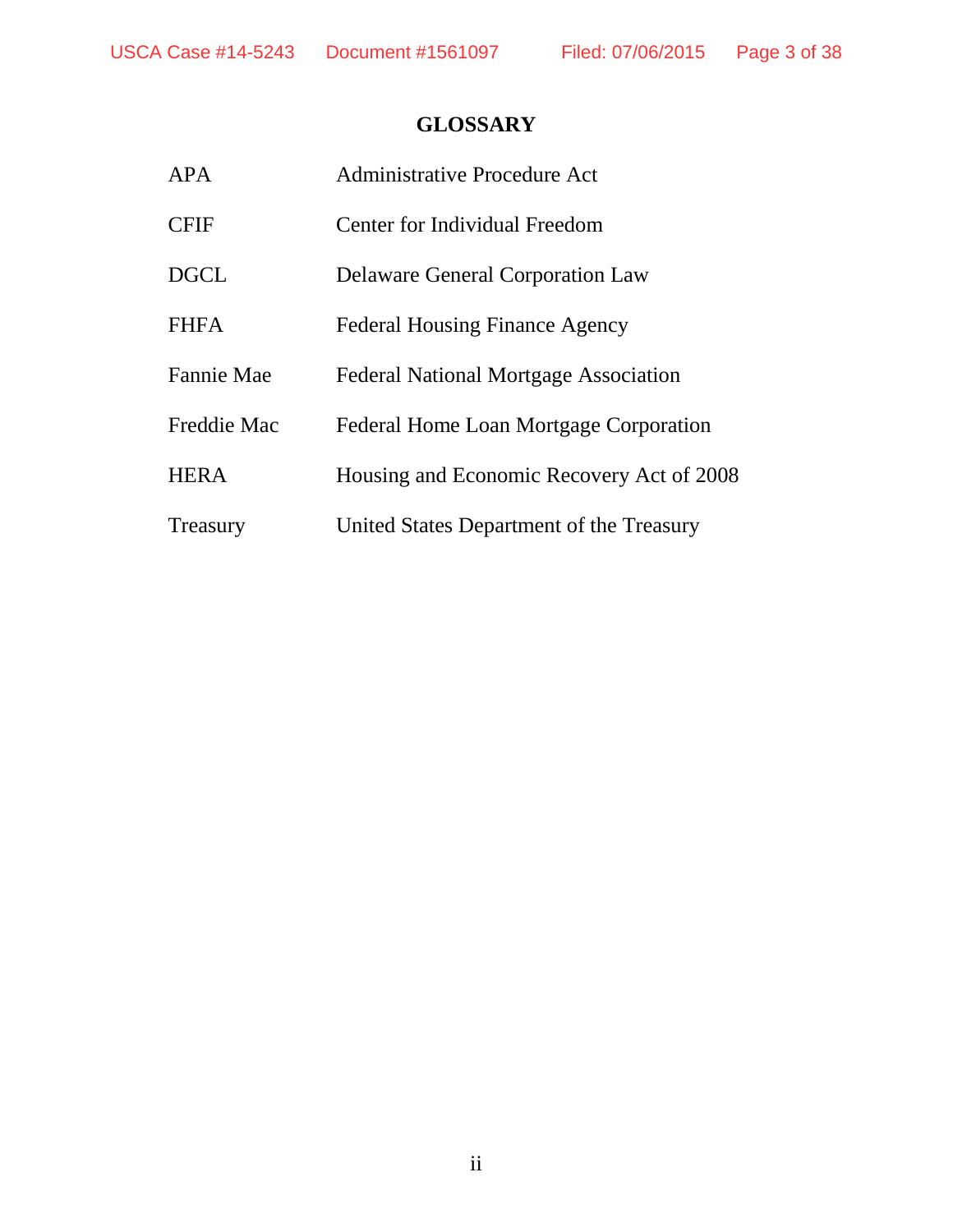# GLOSSARY

| | |
|---|---|
| APA | Administrative Procedure Act |
| CFIF | Center for Individual Freedom |
| DGCL | Delaware General Corporation Law |
| FHFA | Federal Housing Finance Agency |
| Fannie Mae | Federal National Mortgage Association |
| Freddie Mac | Federal Home Loan Mortgage Corporation |
| HERA | Housing and Economic Recovery Act of 2008 |
| Treasury | United States Department of the Treasury |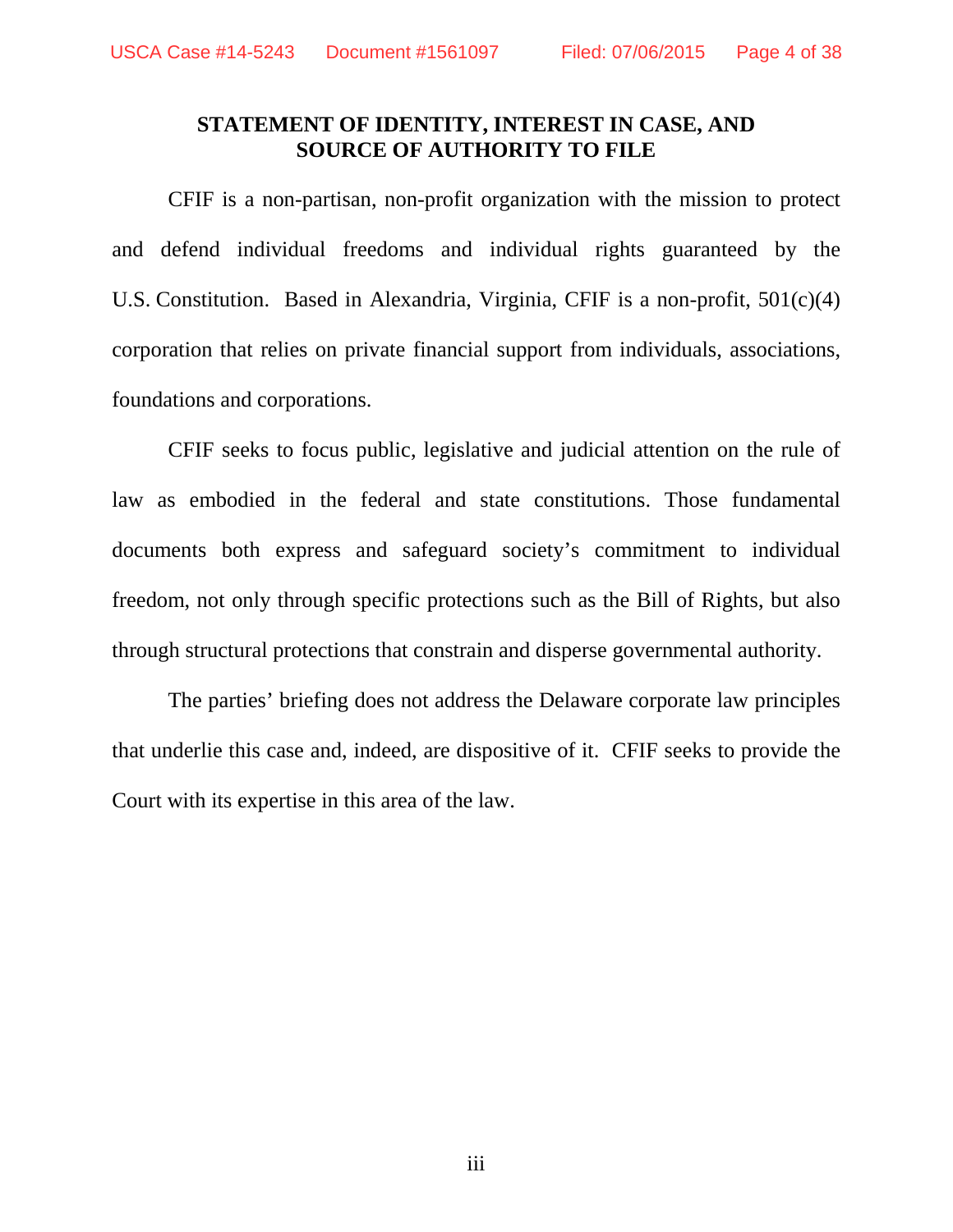## STATEMENT OF IDENTITY, INTEREST IN CASE, AND SOURCE OF AUTHORITY TO FILE

CFIF is a non-partisan, non-profit organization with the mission to protect and defend individual freedoms and individual rights guaranteed by the U.S. Constitution. Based in Alexandria, Virginia, CFIF is a non-profit, 501(c)(4) corporation that relies on private financial support from individuals, associations, foundations and corporations.

CFIF seeks to focus public, legislative and judicial attention on the rule of law as embodied in the federal and state constitutions. Those fundamental documents both express and safeguard society's commitment to individual freedom, not only through specific protections such as the Bill of Rights, but also through structural protections that constrain and disperse governmental authority.

The parties' briefing does not address the Delaware corporate law principles that underlie this case and, indeed, are dispositive of it. CFIF seeks to provide the Court with its expertise in this area of the law.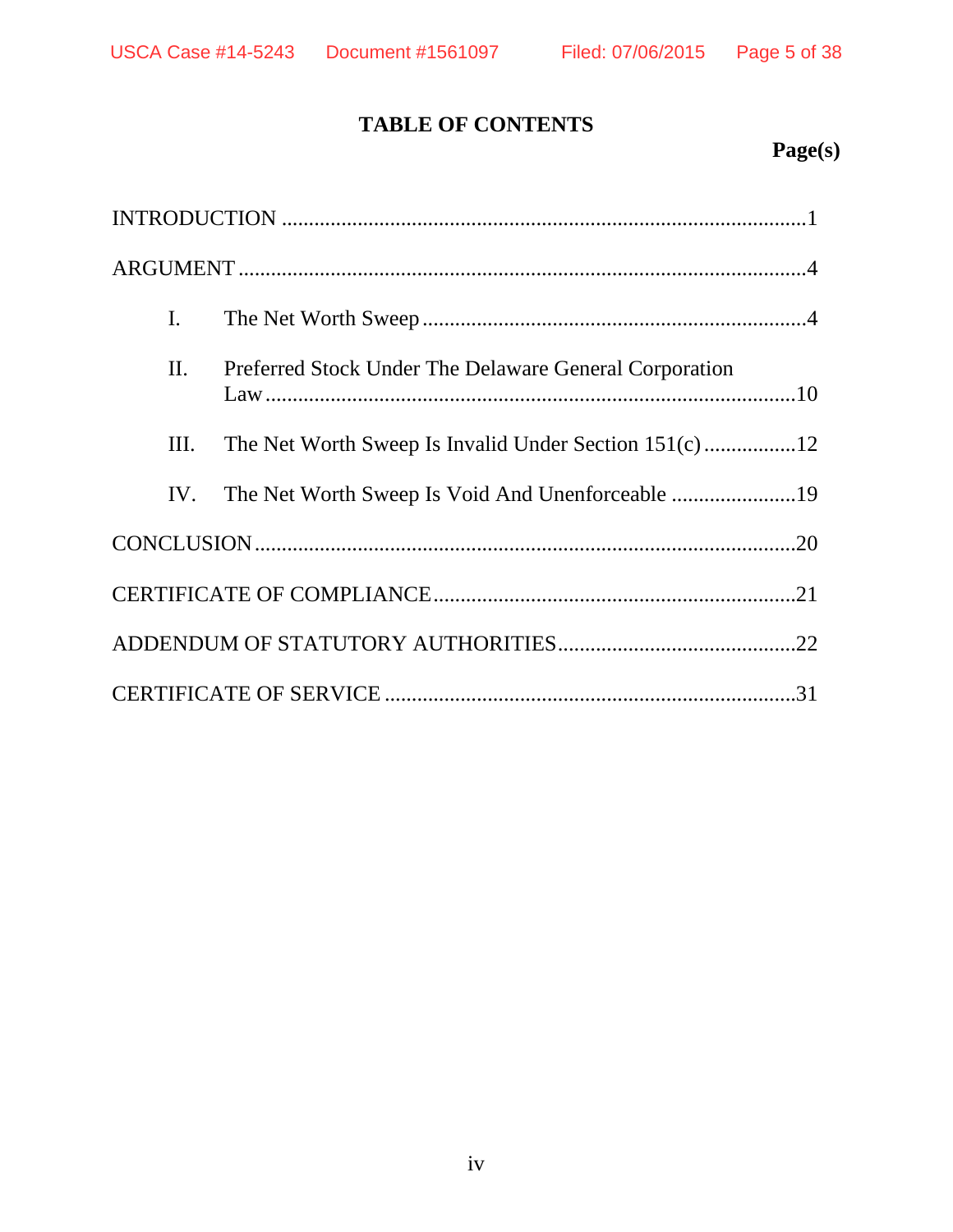# TABLE OF CONTENTS

| | Page(s) |
|---|---|
| INTRODUCTION | 1 |
| ARGUMENT | 4 |
| I. The Net Worth Sweep | 4 |
| II. Preferred Stock Under The Delaware General Corporation Law | 10 |
| III. The Net Worth Sweep Is Invalid Under Section 151(c) | 12 |
| IV. The Net Worth Sweep Is Void And Unenforceable | 19 |
| CONCLUSION | 20 |
| CERTIFICATE OF COMPLIANCE | 21 |
| ADDENDUM OF STATUTORY AUTHORITIES | 22 |
| CERTIFICATE OF SERVICE | 31 |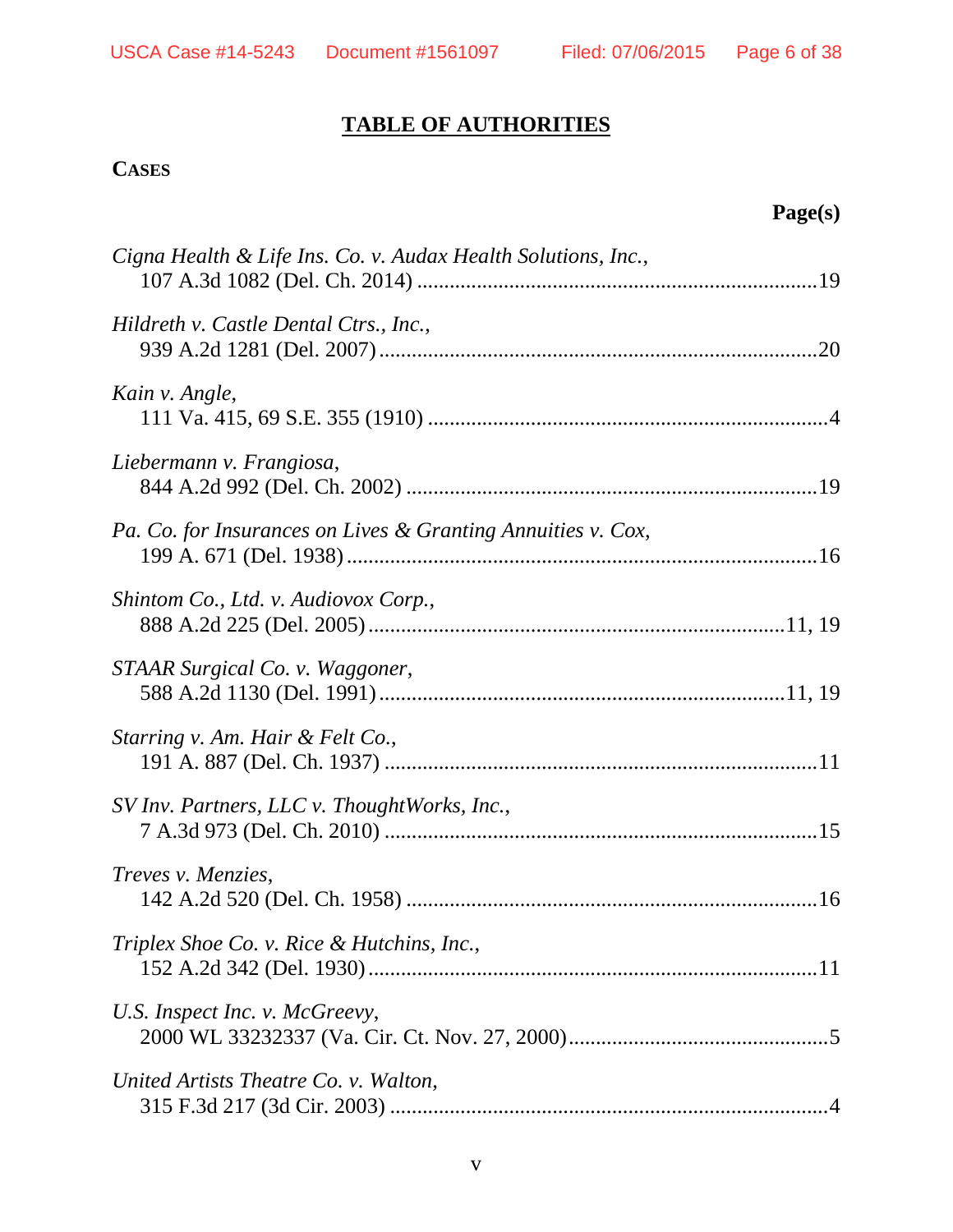# TABLE OF AUTHORITIES

**CASES**

**Page(s)**

*Cigna Health & Life Ins. Co. v. Audax Health Solutions, Inc.*,
107 A.3d 1082 (Del. Ch. 2014) ........................................................................19

*Hildreth v. Castle Dental Ctrs., Inc.*,
939 A.2d 1281 (Del. 2007) ..............................................................................20

*Kain v. Angle*,
111 Va. 415, 69 S.E. 355 (1910) ........................................................................4

*Liebermann v. Frangiosa*,
844 A.2d 992 (Del. Ch. 2002) ..........................................................................19

*Pa. Co. for Insurances on Lives & Granting Annuities v. Cox*,
199 A. 671 (Del. 1938) ....................................................................................16

*Shintom Co., Ltd. v. Audiovox Corp.*,
888 A.2d 225 (Del. 2005) ..........................................................................11, 19

*STAAR Surgical Co. v. Waggoner*,
588 A.2d 1130 (Del. 1991) ........................................................................11, 19

*Starring v. Am. Hair & Felt Co.*,
191 A. 887 (Del. Ch. 1937) ..............................................................................11

*SV Inv. Partners, LLC v. ThoughtWorks, Inc.*,
7 A.3d 973 (Del. Ch. 2010) ..............................................................................15

*Treves v. Menzies*,
142 A.2d 520 (Del. Ch. 1958) ..........................................................................16

*Triplex Shoe Co. v. Rice & Hutchins, Inc.*,
152 A.2d 342 (Del. 1930) ................................................................................11

*U.S. Inspect Inc. v. McGreevy*,
2000 WL 33232337 (Va. Cir. Ct. Nov. 27, 2000) ..............................................5

*United Artists Theatre Co. v. Walton*,
315 F.3d 217 (3d Cir. 2003) ..............................................................................4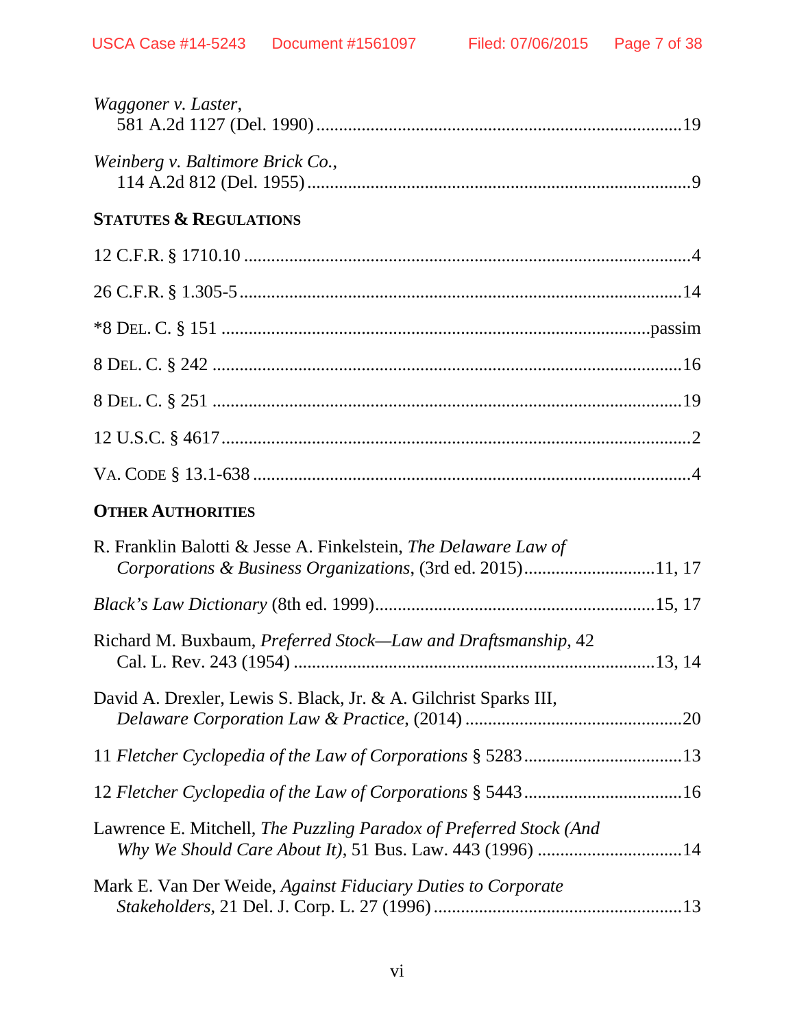*Waggoner v. Laster*,
581 A.2d 1127 (Del. 1990) ................................................................................19

*Weinberg v. Baltimore Brick Co.*,
114 A.2d 812 (Del. 1955) ...................................................................................9

**STATUTES & REGULATIONS**

12 C.F.R. § 1710.10 ..................................................................................................4

26 C.F.R. § 1.305-5.................................................................................................14

*8 DEL. C. § 151 ............................................................................................passim

8 DEL. C. § 242 .......................................................................................................16

8 DEL. C. § 251 .......................................................................................................19

12 U.S.C. § 4617.......................................................................................................2

VA. CODE § 13.1-638 ................................................................................................4

**OTHER AUTHORITIES**

R. Franklin Balotti & Jesse A. Finkelstein, *The Delaware Law of Corporations & Business Organizations*, (3rd ed. 2015)............................11, 17

*Black's Law Dictionary* (8th ed. 1999)............................................................15, 17

Richard M. Buxbaum, *Preferred Stock—Law and Draftsmanship*, 42 Cal. L. Rev. 243 (1954) .............................................................................13, 14

David A. Drexler, Lewis S. Black, Jr. & A. Gilchrist Sparks III, *Delaware Corporation Law & Practice*, (2014) ...............................................20

11 *Fletcher Cyclopedia of the Law of Corporations* § 5283..................................13

12 *Fletcher Cyclopedia of the Law of Corporations* § 5443..................................16

Lawrence E. Mitchell, *The Puzzling Paradox of Preferred Stock (And Why We Should Care About It)*, 51 Bus. Law. 443 (1996) ................................14

Mark E. Van Der Weide, *Against Fiduciary Duties to Corporate Stakeholders*, 21 Del. J. Corp. L. 27 (1996) ......................................................13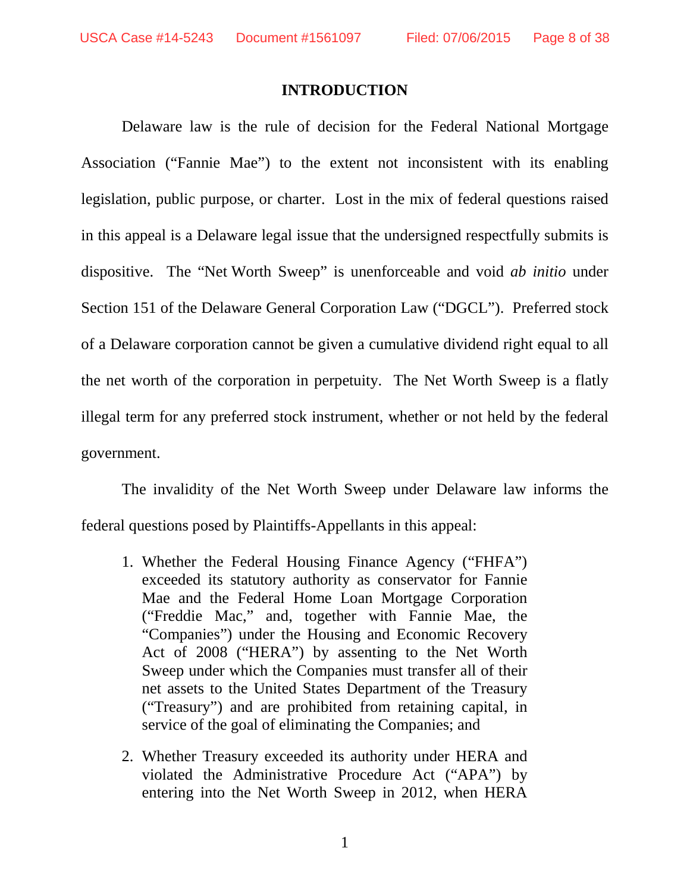## INTRODUCTION

Delaware law is the rule of decision for the Federal National Mortgage Association ("Fannie Mae") to the extent not inconsistent with its enabling legislation, public purpose, or charter. Lost in the mix of federal questions raised in this appeal is a Delaware legal issue that the undersigned respectfully submits is dispositive. The "Net Worth Sweep" is unenforceable and void *ab initio* under Section 151 of the Delaware General Corporation Law ("DGCL"). Preferred stock of a Delaware corporation cannot be given a cumulative dividend right equal to all the net worth of the corporation in perpetuity. The Net Worth Sweep is a flatly illegal term for any preferred stock instrument, whether or not held by the federal government.

The invalidity of the Net Worth Sweep under Delaware law informs the federal questions posed by Plaintiffs-Appellants in this appeal:

1. Whether the Federal Housing Finance Agency ("FHFA") exceeded its statutory authority as conservator for Fannie Mae and the Federal Home Loan Mortgage Corporation ("Freddie Mac," and, together with Fannie Mae, the "Companies") under the Housing and Economic Recovery Act of 2008 ("HERA") by assenting to the Net Worth Sweep under which the Companies must transfer all of their net assets to the United States Department of the Treasury ("Treasury") and are prohibited from retaining capital, in service of the goal of eliminating the Companies; and

2. Whether Treasury exceeded its authority under HERA and violated the Administrative Procedure Act ("APA") by entering into the Net Worth Sweep in 2012, when HERA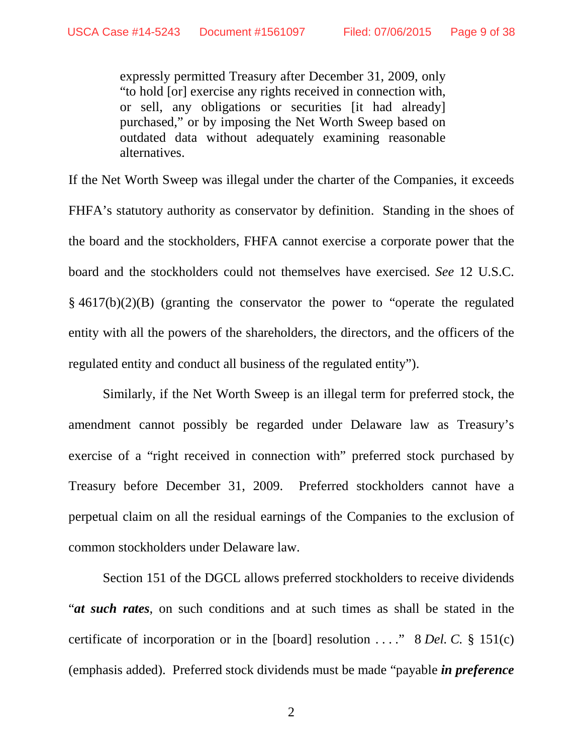> expressly permitted Treasury after December 31, 2009, only "to hold [or] exercise any rights received in connection with, or sell, any obligations or securities [it had already] purchased," or by imposing the Net Worth Sweep based on outdated data without adequately examining reasonable alternatives.

If the Net Worth Sweep was illegal under the charter of the Companies, it exceeds FHFA's statutory authority as conservator by definition. Standing in the shoes of the board and the stockholders, FHFA cannot exercise a corporate power that the board and the stockholders could not themselves have exercised. *See* 12 U.S.C. § 4617(b)(2)(B) (granting the conservator the power to "operate the regulated entity with all the powers of the shareholders, the directors, and the officers of the regulated entity and conduct all business of the regulated entity").

Similarly, if the Net Worth Sweep is an illegal term for preferred stock, the amendment cannot possibly be regarded under Delaware law as Treasury's exercise of a "right received in connection with" preferred stock purchased by Treasury before December 31, 2009. Preferred stockholders cannot have a perpetual claim on all the residual earnings of the Companies to the exclusion of common stockholders under Delaware law.

Section 151 of the DGCL allows preferred stockholders to receive dividends "***at such rates***, on such conditions and at such times as shall be stated in the certificate of incorporation or in the [board] resolution . . . ." 8 *Del. C.* § 151(c) (emphasis added). Preferred stock dividends must be made "payable ***in preference***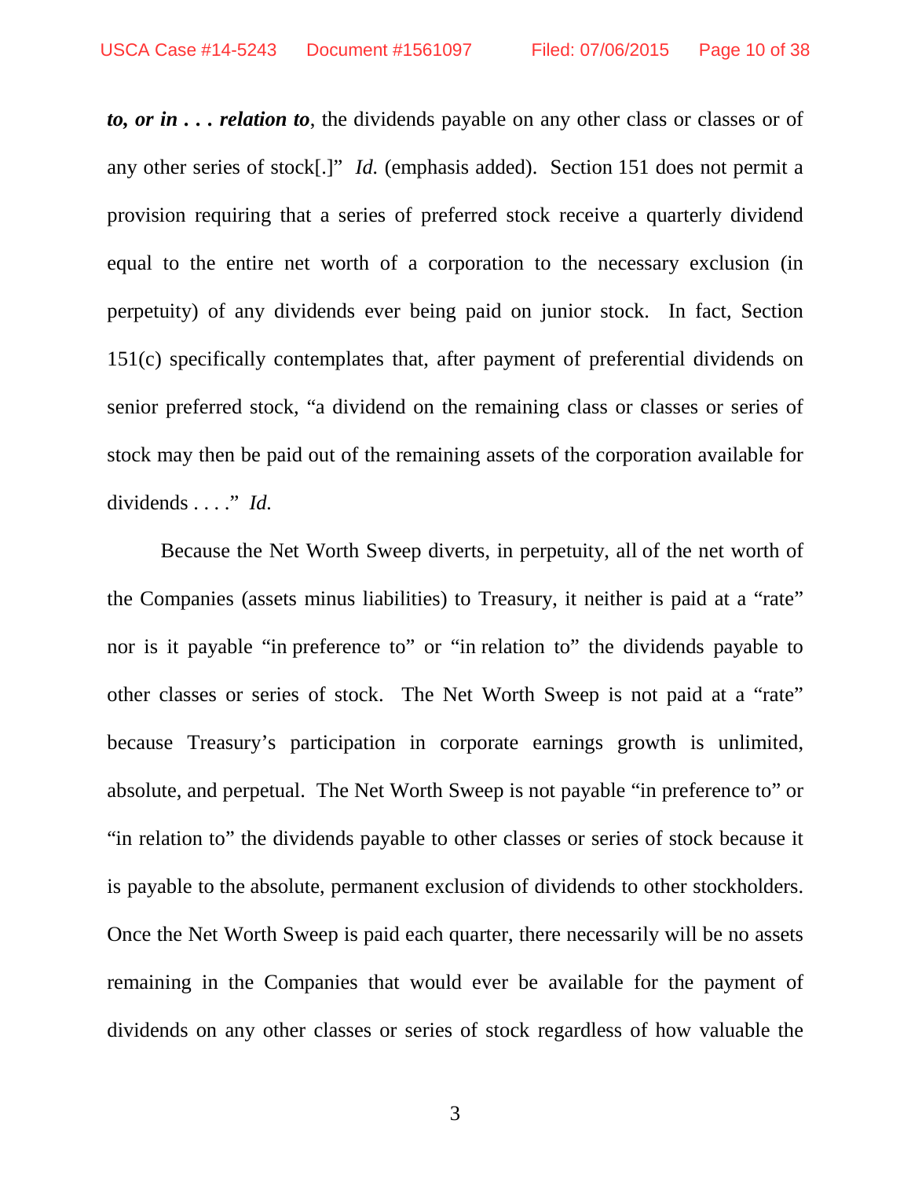***to, or in . . . relation to***, the dividends payable on any other class or classes or of any other series of stock[.]" *Id.* (emphasis added). Section 151 does not permit a provision requiring that a series of preferred stock receive a quarterly dividend equal to the entire net worth of a corporation to the necessary exclusion (in perpetuity) of any dividends ever being paid on junior stock. In fact, Section 151(c) specifically contemplates that, after payment of preferential dividends on senior preferred stock, "a dividend on the remaining class or classes or series of stock may then be paid out of the remaining assets of the corporation available for dividends . . . ." *Id.*

Because the Net Worth Sweep diverts, in perpetuity, all of the net worth of the Companies (assets minus liabilities) to Treasury, it neither is paid at a "rate" nor is it payable "in preference to" or "in relation to" the dividends payable to other classes or series of stock. The Net Worth Sweep is not paid at a "rate" because Treasury's participation in corporate earnings growth is unlimited, absolute, and perpetual. The Net Worth Sweep is not payable "in preference to" or "in relation to" the dividends payable to other classes or series of stock because it is payable to the absolute, permanent exclusion of dividends to other stockholders. Once the Net Worth Sweep is paid each quarter, there necessarily will be no assets remaining in the Companies that would ever be available for the payment of dividends on any other classes or series of stock regardless of how valuable the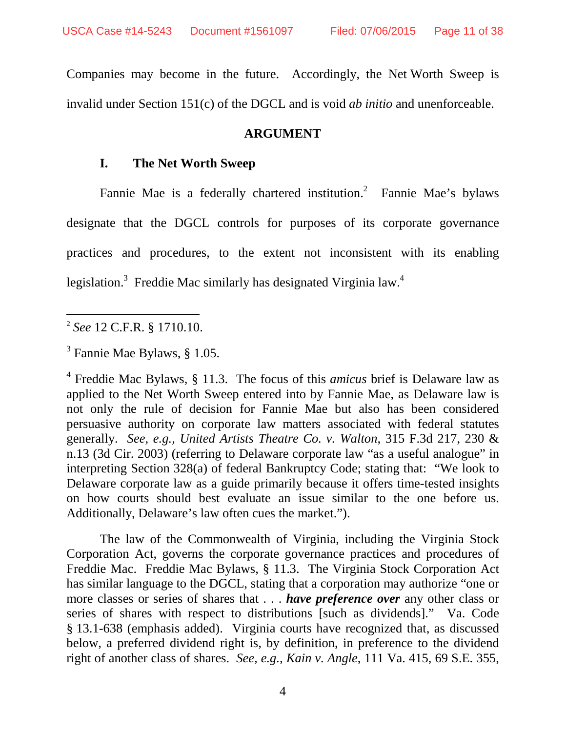Companies may become in the future. Accordingly, the Net Worth Sweep is invalid under Section 151(c) of the DGCL and is void *ab initio* and unenforceable.

## ARGUMENT

### I. The Net Worth Sweep

Fannie Mae is a federally chartered institution.[2] Fannie Mae's bylaws designate that the DGCL controls for purposes of its corporate governance practices and procedures, to the extent not inconsistent with its enabling legislation.[3] Freddie Mac similarly has designated Virginia law.[4]

---

[2] *See* 12 C.F.R. § 1710.10.

[3] Fannie Mae Bylaws, § 1.05.

[4] Freddie Mac Bylaws, § 11.3. The focus of this *amicus* brief is Delaware law as applied to the Net Worth Sweep entered into by Fannie Mae, as Delaware law is not only the rule of decision for Fannie Mae but also has been considered persuasive authority on corporate law matters associated with federal statutes generally. *See, e.g., United Artists Theatre Co. v. Walton*, 315 F.3d 217, 230 & n.13 (3d Cir. 2003) (referring to Delaware corporate law "as a useful analogue" in interpreting Section 328(a) of federal Bankruptcy Code; stating that: "We look to Delaware corporate law as a guide primarily because it offers time-tested insights on how courts should best evaluate an issue similar to the one before us. Additionally, Delaware's law often cues the market.").

The law of the Commonwealth of Virginia, including the Virginia Stock Corporation Act, governs the corporate governance practices and procedures of Freddie Mac. Freddie Mac Bylaws, § 11.3. The Virginia Stock Corporation Act has similar language to the DGCL, stating that a corporation may authorize "one or more classes or series of shares that . . . ***have preference over*** any other class or series of shares with respect to distributions [such as dividends]." Va. Code § 13.1-638 (emphasis added). Virginia courts have recognized that, as discussed below, a preferred dividend right is, by definition, in preference to the dividend right of another class of shares. *See, e.g., Kain v. Angle*, 111 Va. 415, 69 S.E. 355,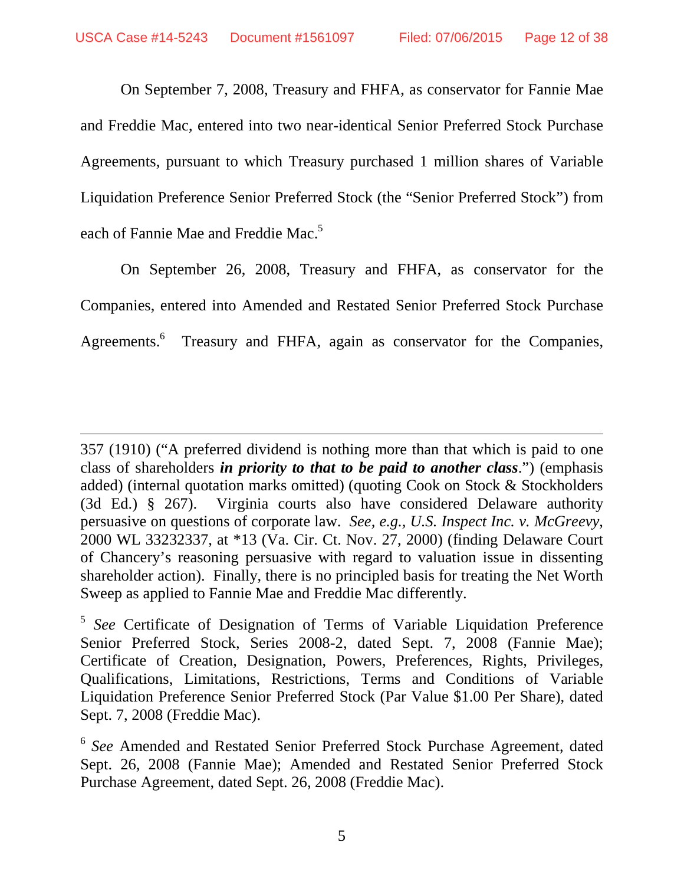On September 7, 2008, Treasury and FHFA, as conservator for Fannie Mae and Freddie Mac, entered into two near-identical Senior Preferred Stock Purchase Agreements, pursuant to which Treasury purchased 1 million shares of Variable Liquidation Preference Senior Preferred Stock (the "Senior Preferred Stock") from each of Fannie Mae and Freddie Mac.[5]

On September 26, 2008, Treasury and FHFA, as conservator for the Companies, entered into Amended and Restated Senior Preferred Stock Purchase Agreements.[6] Treasury and FHFA, again as conservator for the Companies,

---

357 (1910) ("A preferred dividend is nothing more than that which is paid to one class of shareholders ***in priority to that to be paid to another class***.") (emphasis added) (internal quotation marks omitted) (quoting Cook on Stock & Stockholders (3d Ed.) § 267). Virginia courts also have considered Delaware authority persuasive on questions of corporate law. *See, e.g.*, *U.S. Inspect Inc. v. McGreevy*, 2000 WL 33232337, at *13 (Va. Cir. Ct. Nov. 27, 2000) (finding Delaware Court of Chancery's reasoning persuasive with regard to valuation issue in dissenting shareholder action). Finally, there is no principled basis for treating the Net Worth Sweep as applied to Fannie Mae and Freddie Mac differently.

[5] *See* Certificate of Designation of Terms of Variable Liquidation Preference Senior Preferred Stock, Series 2008-2, dated Sept. 7, 2008 (Fannie Mae); Certificate of Creation, Designation, Powers, Preferences, Rights, Privileges, Qualifications, Limitations, Restrictions, Terms and Conditions of Variable Liquidation Preference Senior Preferred Stock (Par Value $1.00 Per Share), dated Sept. 7, 2008 (Freddie Mac).

[6] *See* Amended and Restated Senior Preferred Stock Purchase Agreement, dated Sept. 26, 2008 (Fannie Mae); Amended and Restated Senior Preferred Stock Purchase Agreement, dated Sept. 26, 2008 (Freddie Mac).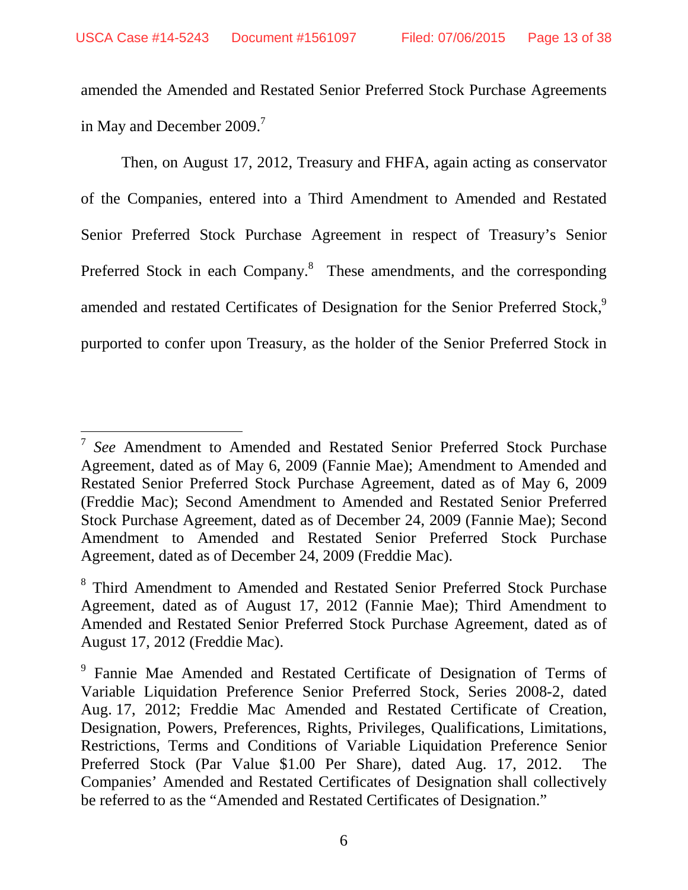amended the Amended and Restated Senior Preferred Stock Purchase Agreements in May and December 2009.[7]

Then, on August 17, 2012, Treasury and FHFA, again acting as conservator of the Companies, entered into a Third Amendment to Amended and Restated Senior Preferred Stock Purchase Agreement in respect of Treasury's Senior Preferred Stock in each Company.[8] These amendments, and the corresponding amended and restated Certificates of Designation for the Senior Preferred Stock,[9] purported to confer upon Treasury, as the holder of the Senior Preferred Stock in

---

[7] *See* Amendment to Amended and Restated Senior Preferred Stock Purchase Agreement, dated as of May 6, 2009 (Fannie Mae); Amendment to Amended and Restated Senior Preferred Stock Purchase Agreement, dated as of May 6, 2009 (Freddie Mac); Second Amendment to Amended and Restated Senior Preferred Stock Purchase Agreement, dated as of December 24, 2009 (Fannie Mae); Second Amendment to Amended and Restated Senior Preferred Stock Purchase Agreement, dated as of December 24, 2009 (Freddie Mac).

[8] Third Amendment to Amended and Restated Senior Preferred Stock Purchase Agreement, dated as of August 17, 2012 (Fannie Mae); Third Amendment to Amended and Restated Senior Preferred Stock Purchase Agreement, dated as of August 17, 2012 (Freddie Mac).

[9] Fannie Mae Amended and Restated Certificate of Designation of Terms of Variable Liquidation Preference Senior Preferred Stock, Series 2008-2, dated Aug. 17, 2012; Freddie Mac Amended and Restated Certificate of Creation, Designation, Powers, Preferences, Rights, Privileges, Qualifications, Limitations, Restrictions, Terms and Conditions of Variable Liquidation Preference Senior Preferred Stock (Par Value $1.00 Per Share), dated Aug. 17, 2012. The Companies' Amended and Restated Certificates of Designation shall collectively be referred to as the "Amended and Restated Certificates of Designation."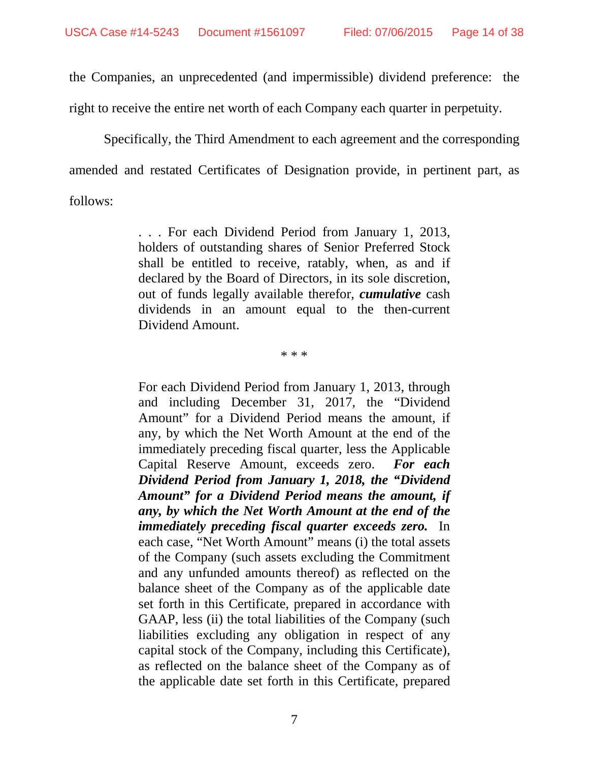the Companies, an unprecedented (and impermissible) dividend preference: the right to receive the entire net worth of each Company each quarter in perpetuity.

Specifically, the Third Amendment to each agreement and the corresponding amended and restated Certificates of Designation provide, in pertinent part, as follows:

> . . . For each Dividend Period from January 1, 2013, holders of outstanding shares of Senior Preferred Stock shall be entitled to receive, ratably, when, as and if declared by the Board of Directors, in its sole discretion, out of funds legally available therefor, ***cumulative*** cash dividends in an amount equal to the then-current Dividend Amount.
>
> \* \* \*
>
> For each Dividend Period from January 1, 2013, through and including December 31, 2017, the "Dividend Amount" for a Dividend Period means the amount, if any, by which the Net Worth Amount at the end of the immediately preceding fiscal quarter, less the Applicable Capital Reserve Amount, exceeds zero. ***For each Dividend Period from January 1, 2018, the "Dividend Amount" for a Dividend Period means the amount, if any, by which the Net Worth Amount at the end of the immediately preceding fiscal quarter exceeds zero.*** In each case, "Net Worth Amount" means (i) the total assets of the Company (such assets excluding the Commitment and any unfunded amounts thereof) as reflected on the balance sheet of the Company as of the applicable date set forth in this Certificate, prepared in accordance with GAAP, less (ii) the total liabilities of the Company (such liabilities excluding any obligation in respect of any capital stock of the Company, including this Certificate), as reflected on the balance sheet of the Company as of the applicable date set forth in this Certificate, prepared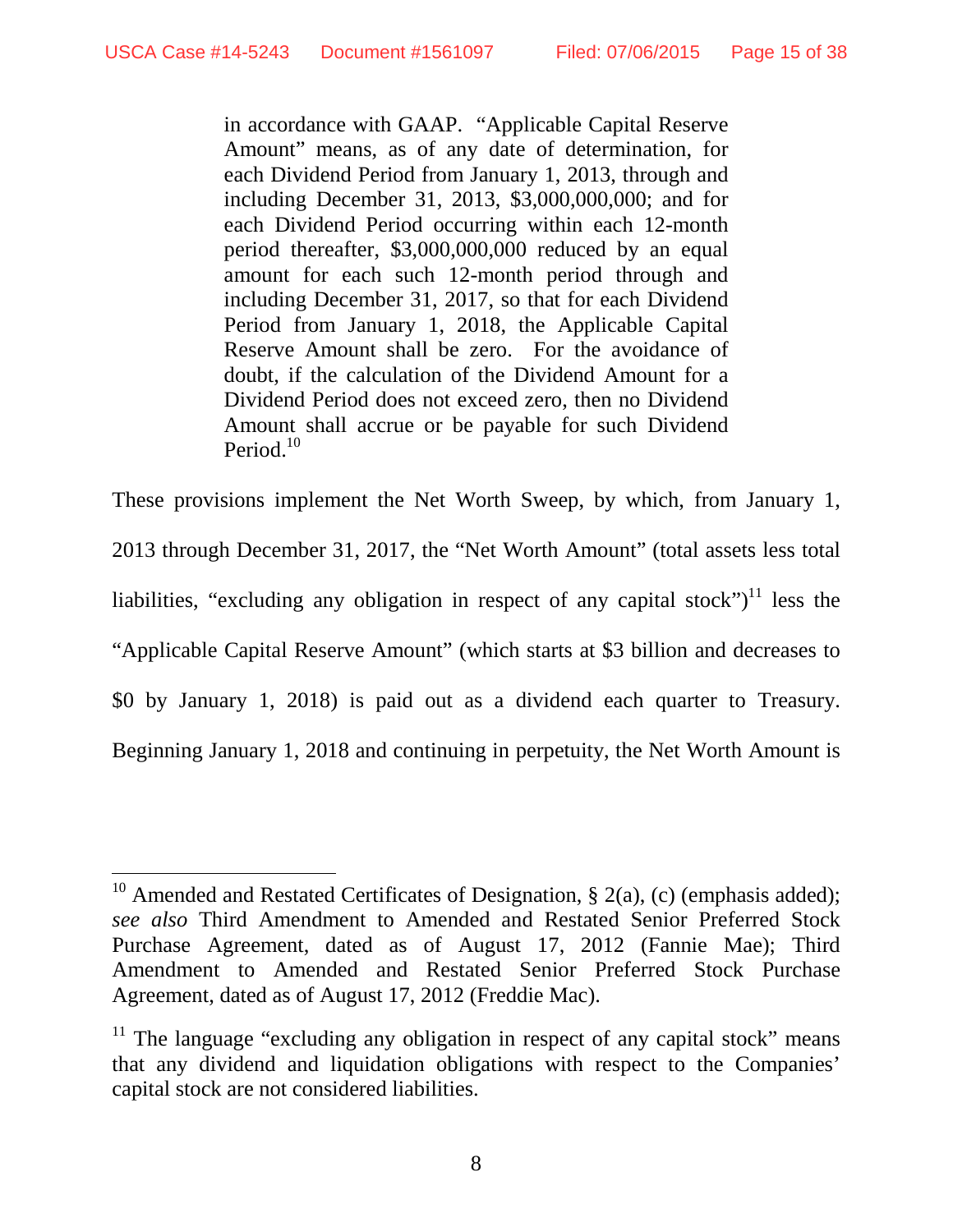> in accordance with GAAP. "Applicable Capital Reserve Amount" means, as of any date of determination, for each Dividend Period from January 1, 2013, through and including December 31, 2013, $3,000,000,000; and for each Dividend Period occurring within each 12-month period thereafter, $3,000,000,000 reduced by an equal amount for each such 12-month period through and including December 31, 2017, so that for each Dividend Period from January 1, 2018, the Applicable Capital Reserve Amount shall be zero. For the avoidance of doubt, if the calculation of the Dividend Amount for a Dividend Period does not exceed zero, then no Dividend Amount shall accrue or be payable for such Dividend Period.[10]

These provisions implement the Net Worth Sweep, by which, from January 1, 2013 through December 31, 2017, the "Net Worth Amount" (total assets less total liabilities, "excluding any obligation in respect of any capital stock")[11] less the "Applicable Capital Reserve Amount" (which starts at $3 billion and decreases to $0 by January 1, 2018) is paid out as a dividend each quarter to Treasury. Beginning January 1, 2018 and continuing in perpetuity, the Net Worth Amount is

---

[10] Amended and Restated Certificates of Designation, § 2(a), (c) (emphasis added); *see also* Third Amendment to Amended and Restated Senior Preferred Stock Purchase Agreement, dated as of August 17, 2012 (Fannie Mae); Third Amendment to Amended and Restated Senior Preferred Stock Purchase Agreement, dated as of August 17, 2012 (Freddie Mac).

[11] The language "excluding any obligation in respect of any capital stock" means that any dividend and liquidation obligations with respect to the Companies' capital stock are not considered liabilities.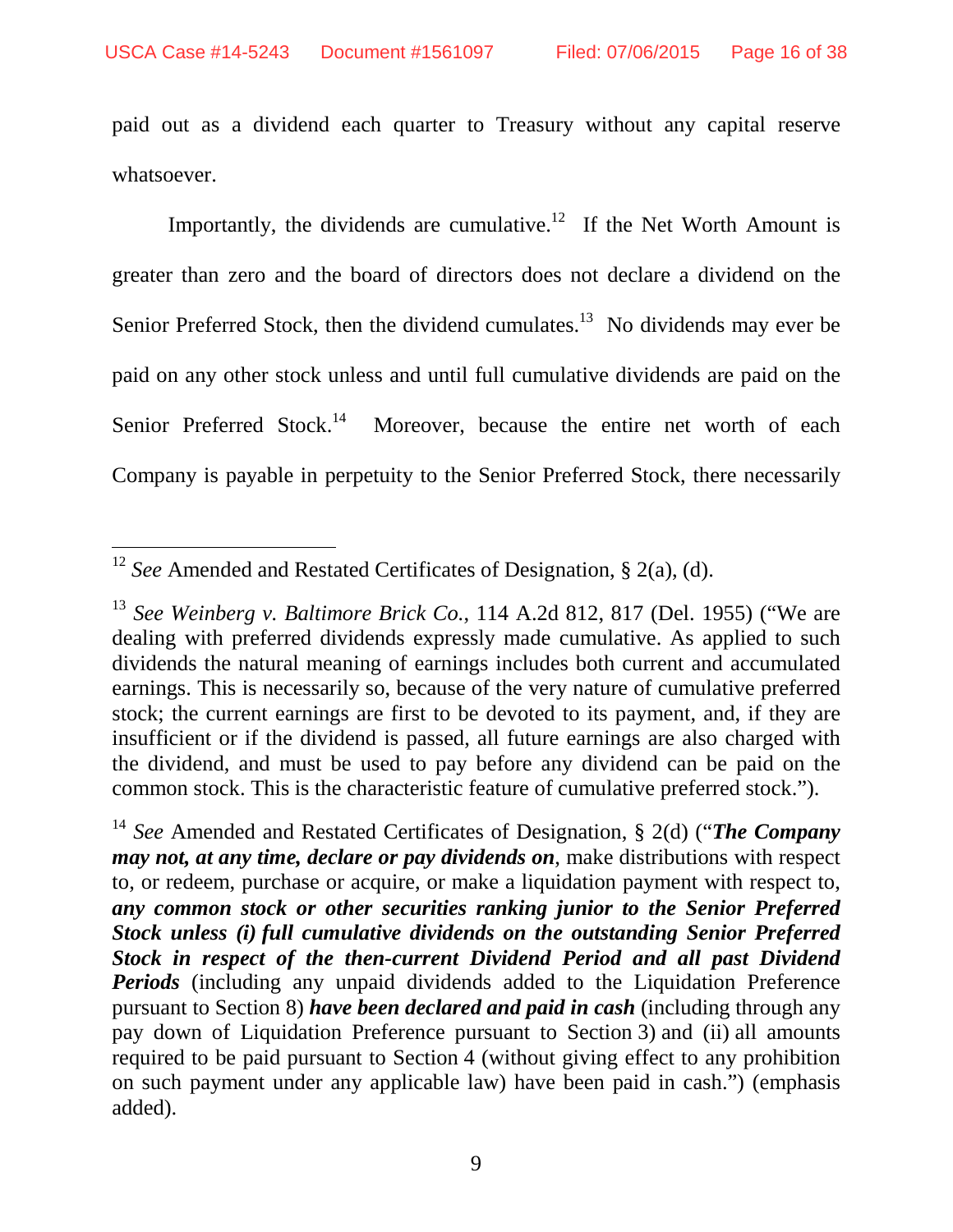paid out as a dividend each quarter to Treasury without any capital reserve whatsoever.

Importantly, the dividends are cumulative.[12] If the Net Worth Amount is greater than zero and the board of directors does not declare a dividend on the Senior Preferred Stock, then the dividend cumulates.[13] No dividends may ever be paid on any other stock unless and until full cumulative dividends are paid on the Senior Preferred Stock.[14] Moreover, because the entire net worth of each Company is payable in perpetuity to the Senior Preferred Stock, there necessarily

---

[12] *See* Amended and Restated Certificates of Designation, § 2(a), (d).

[13] *See Weinberg v. Baltimore Brick Co.*, 114 A.2d 812, 817 (Del. 1955) ("We are dealing with preferred dividends expressly made cumulative. As applied to such dividends the natural meaning of earnings includes both current and accumulated earnings. This is necessarily so, because of the very nature of cumulative preferred stock; the current earnings are first to be devoted to its payment, and, if they are insufficient or if the dividend is passed, all future earnings are also charged with the dividend, and must be used to pay before any dividend can be paid on the common stock. This is the characteristic feature of cumulative preferred stock.").

[14] *See* Amended and Restated Certificates of Designation, § 2(d) ("***The Company may not, at any time, declare or pay dividends on***, make distributions with respect to, or redeem, purchase or acquire, or make a liquidation payment with respect to, ***any common stock or other securities ranking junior to the Senior Preferred Stock unless (i) full cumulative dividends on the outstanding Senior Preferred Stock in respect of the then-current Dividend Period and all past Dividend Periods*** (including any unpaid dividends added to the Liquidation Preference pursuant to Section 8) ***have been declared and paid in cash*** (including through any pay down of Liquidation Preference pursuant to Section 3) and (ii) all amounts required to be paid pursuant to Section 4 (without giving effect to any prohibition on such payment under any applicable law) have been paid in cash.") (emphasis added).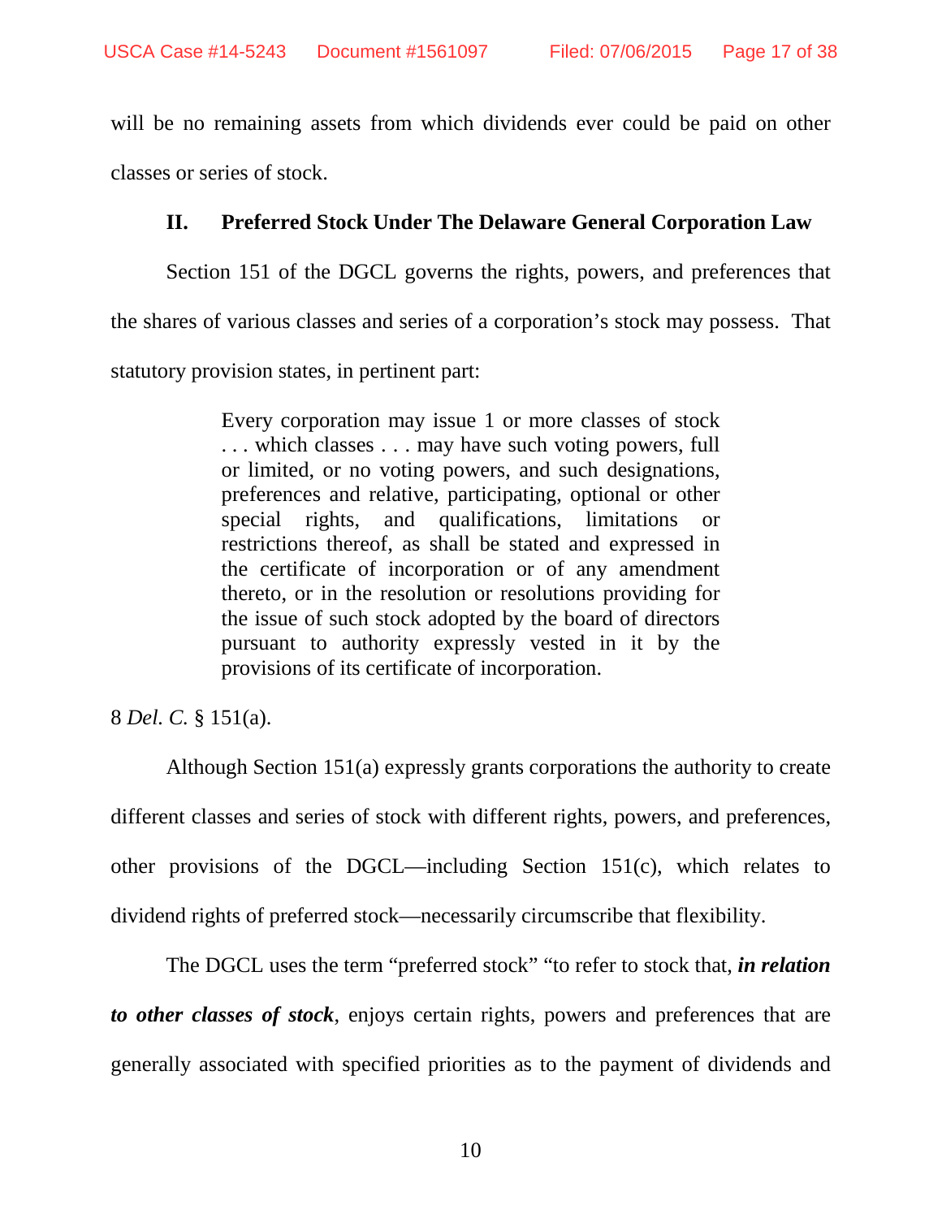will be no remaining assets from which dividends ever could be paid on other classes or series of stock.

## II. Preferred Stock Under The Delaware General Corporation Law

Section 151 of the DGCL governs the rights, powers, and preferences that the shares of various classes and series of a corporation's stock may possess. That statutory provision states, in pertinent part:

> Every corporation may issue 1 or more classes of stock . . . which classes . . . may have such voting powers, full or limited, or no voting powers, and such designations, preferences and relative, participating, optional or other special rights, and qualifications, limitations or restrictions thereof, as shall be stated and expressed in the certificate of incorporation or of any amendment thereto, or in the resolution or resolutions providing for the issue of such stock adopted by the board of directors pursuant to authority expressly vested in it by the provisions of its certificate of incorporation.

8 *Del. C.* § 151(a).

Although Section 151(a) expressly grants corporations the authority to create different classes and series of stock with different rights, powers, and preferences, other provisions of the DGCL—including Section 151(c), which relates to dividend rights of preferred stock—necessarily circumscribe that flexibility.

The DGCL uses the term "preferred stock" "to refer to stock that, ***in relation to other classes of stock***, enjoys certain rights, powers and preferences that are generally associated with specified priorities as to the payment of dividends and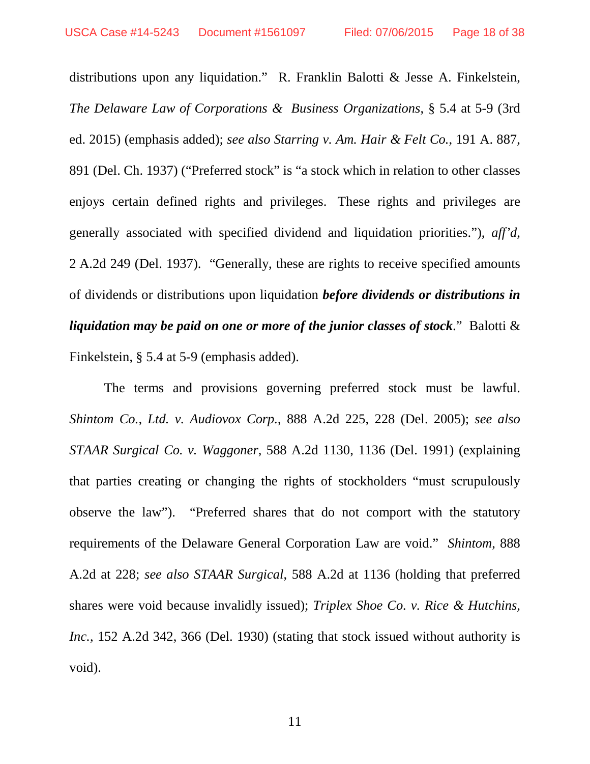distributions upon any liquidation." R. Franklin Balotti & Jesse A. Finkelstein, *The Delaware Law of Corporations & Business Organizations*, § 5.4 at 5-9 (3rd ed. 2015) (emphasis added); *see also Starring v. Am. Hair & Felt Co.*, 191 A. 887, 891 (Del. Ch. 1937) ("Preferred stock" is "a stock which in relation to other classes enjoys certain defined rights and privileges. These rights and privileges are generally associated with specified dividend and liquidation priorities."), *aff'd*, 2 A.2d 249 (Del. 1937). "Generally, these are rights to receive specified amounts of dividends or distributions upon liquidation ***before dividends or distributions in liquidation may be paid on one or more of the junior classes of stock***." Balotti & Finkelstein, § 5.4 at 5-9 (emphasis added).

The terms and provisions governing preferred stock must be lawful. *Shintom Co., Ltd. v. Audiovox Corp.*, 888 A.2d 225, 228 (Del. 2005); *see also STAAR Surgical Co. v. Waggoner*, 588 A.2d 1130, 1136 (Del. 1991) (explaining that parties creating or changing the rights of stockholders "must scrupulously observe the law"). "Preferred shares that do not comport with the statutory requirements of the Delaware General Corporation Law are void." *Shintom*, 888 A.2d at 228; *see also STAAR Surgical*, 588 A.2d at 1136 (holding that preferred shares were void because invalidly issued); *Triplex Shoe Co. v. Rice & Hutchins, Inc.*, 152 A.2d 342, 366 (Del. 1930) (stating that stock issued without authority is void).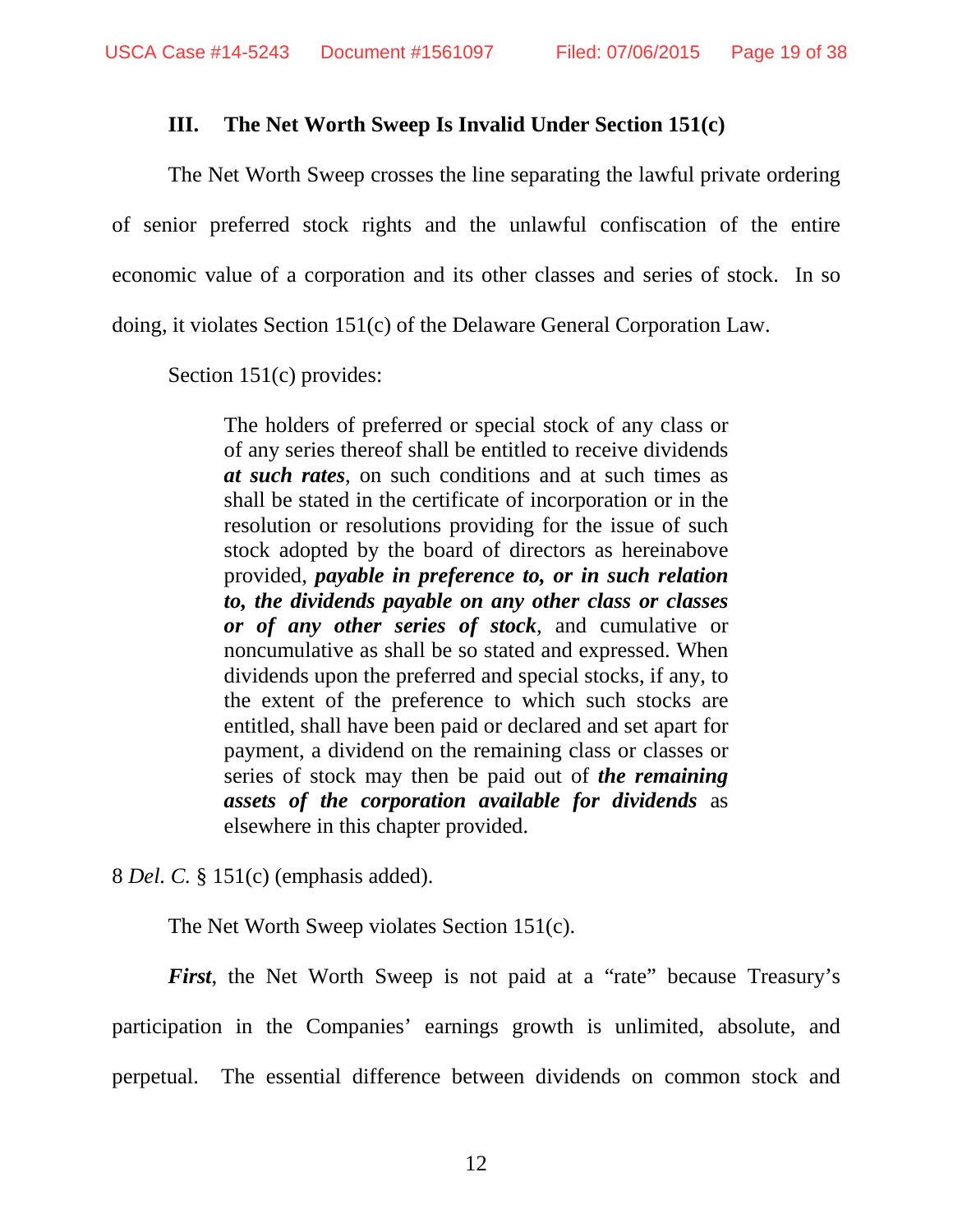### III. The Net Worth Sweep Is Invalid Under Section 151(c)

The Net Worth Sweep crosses the line separating the lawful private ordering of senior preferred stock rights and the unlawful confiscation of the entire economic value of a corporation and its other classes and series of stock. In so doing, it violates Section 151(c) of the Delaware General Corporation Law.

Section 151(c) provides:

> The holders of preferred or special stock of any class or of any series thereof shall be entitled to receive dividends ***at such rates***, on such conditions and at such times as shall be stated in the certificate of incorporation or in the resolution or resolutions providing for the issue of such stock adopted by the board of directors as hereinabove provided, ***payable in preference to, or in such relation to, the dividends payable on any other class or classes or of any other series of stock***, and cumulative or noncumulative as shall be so stated and expressed. When dividends upon the preferred and special stocks, if any, to the extent of the preference to which such stocks are entitled, shall have been paid or declared and set apart for payment, a dividend on the remaining class or classes or series of stock may then be paid out of ***the remaining assets of the corporation available for dividends*** as elsewhere in this chapter provided.

8 *Del. C.* § 151(c) (emphasis added).

The Net Worth Sweep violates Section 151(c).

***First***, the Net Worth Sweep is not paid at a "rate" because Treasury's participation in the Companies' earnings growth is unlimited, absolute, and perpetual. The essential difference between dividends on common stock and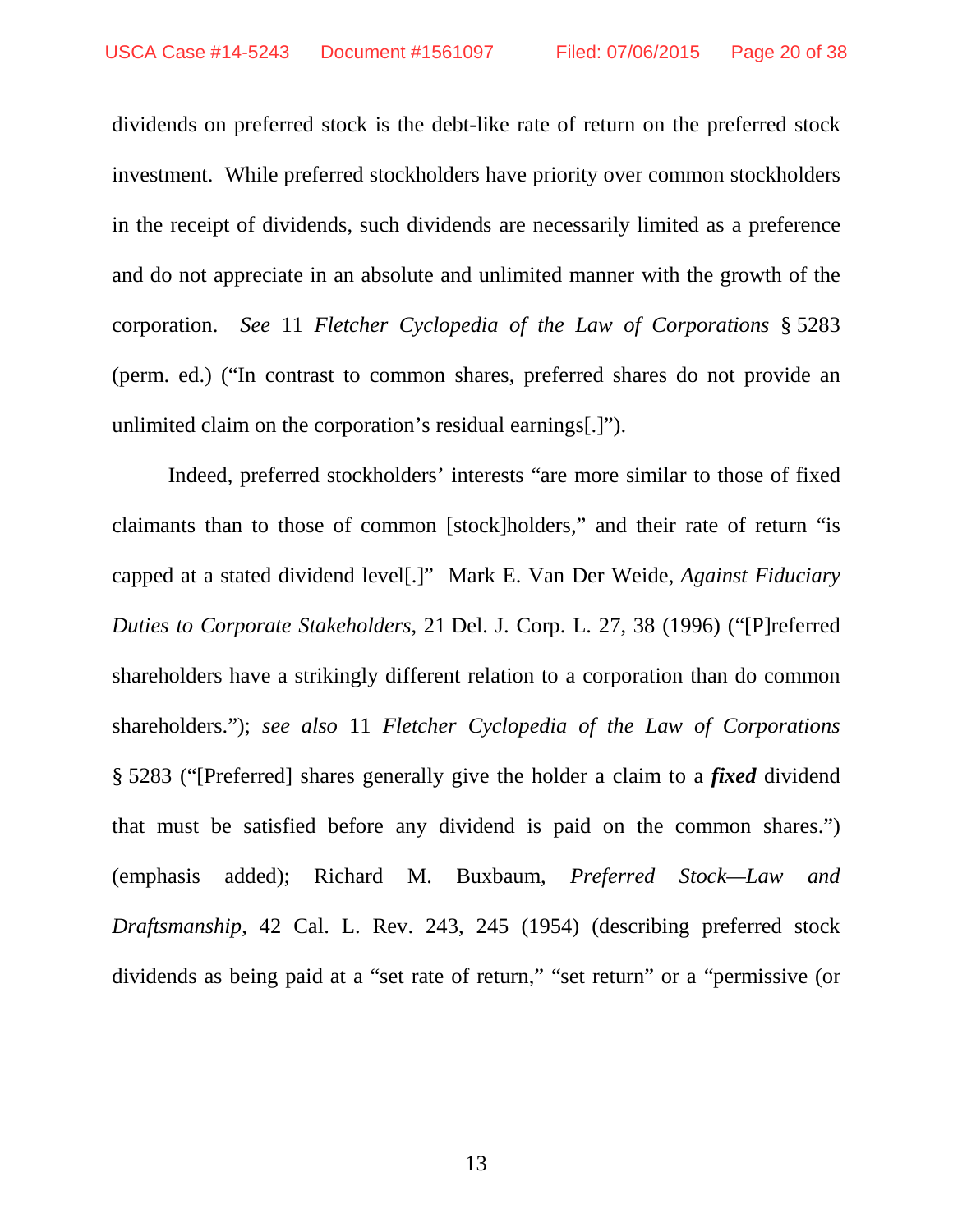dividends on preferred stock is the debt-like rate of return on the preferred stock investment. While preferred stockholders have priority over common stockholders in the receipt of dividends, such dividends are necessarily limited as a preference and do not appreciate in an absolute and unlimited manner with the growth of the corporation. *See* 11 *Fletcher Cyclopedia of the Law of Corporations* § 5283 (perm. ed.) ("In contrast to common shares, preferred shares do not provide an unlimited claim on the corporation's residual earnings[.]").

Indeed, preferred stockholders' interests "are more similar to those of fixed claimants than to those of common [stock]holders," and their rate of return "is capped at a stated dividend level[.]" Mark E. Van Der Weide, *Against Fiduciary Duties to Corporate Stakeholders*, 21 Del. J. Corp. L. 27, 38 (1996) ("[P]referred shareholders have a strikingly different relation to a corporation than do common shareholders."); *see also* 11 *Fletcher Cyclopedia of the Law of Corporations* § 5283 ("[Preferred] shares generally give the holder a claim to a ***fixed*** dividend that must be satisfied before any dividend is paid on the common shares.") (emphasis added); Richard M. Buxbaum, *Preferred Stock—Law and Draftsmanship*, 42 Cal. L. Rev. 243, 245 (1954) (describing preferred stock dividends as being paid at a "set rate of return," "set return" or a "permissive (or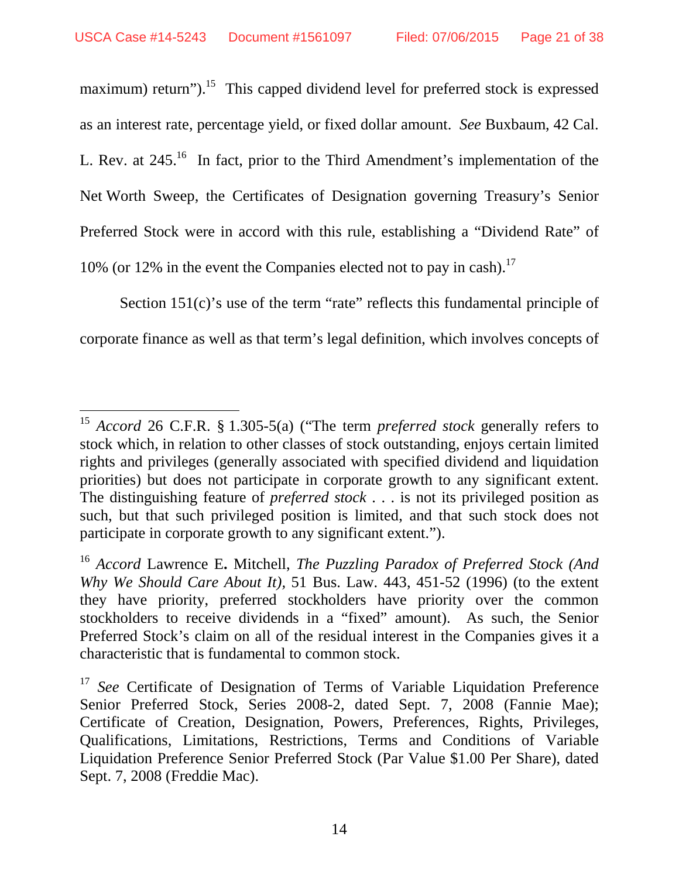maximum) return").[15] This capped dividend level for preferred stock is expressed as an interest rate, percentage yield, or fixed dollar amount. *See* Buxbaum, 42 Cal. L. Rev. at 245.[16] In fact, prior to the Third Amendment's implementation of the Net Worth Sweep, the Certificates of Designation governing Treasury's Senior Preferred Stock were in accord with this rule, establishing a "Dividend Rate" of 10% (or 12% in the event the Companies elected not to pay in cash).[17]

Section 151(c)'s use of the term "rate" reflects this fundamental principle of corporate finance as well as that term's legal definition, which involves concepts of

---

[15] *Accord* 26 C.F.R. § 1.305-5(a) ("The term *preferred stock* generally refers to stock which, in relation to other classes of stock outstanding, enjoys certain limited rights and privileges (generally associated with specified dividend and liquidation priorities) but does not participate in corporate growth to any significant extent. The distinguishing feature of *preferred stock* . . . is not its privileged position as such, but that such privileged position is limited, and that such stock does not participate in corporate growth to any significant extent.").

[16] *Accord* Lawrence E**.** Mitchell, *The Puzzling Paradox of Preferred Stock (And Why We Should Care About It)*, 51 Bus. Law. 443, 451-52 (1996) (to the extent they have priority, preferred stockholders have priority over the common stockholders to receive dividends in a "fixed" amount). As such, the Senior Preferred Stock's claim on all of the residual interest in the Companies gives it a characteristic that is fundamental to common stock.

[17] *See* Certificate of Designation of Terms of Variable Liquidation Preference Senior Preferred Stock, Series 2008-2, dated Sept. 7, 2008 (Fannie Mae); Certificate of Creation, Designation, Powers, Preferences, Rights, Privileges, Qualifications, Limitations, Restrictions, Terms and Conditions of Variable Liquidation Preference Senior Preferred Stock (Par Value $1.00 Per Share), dated Sept. 7, 2008 (Freddie Mac).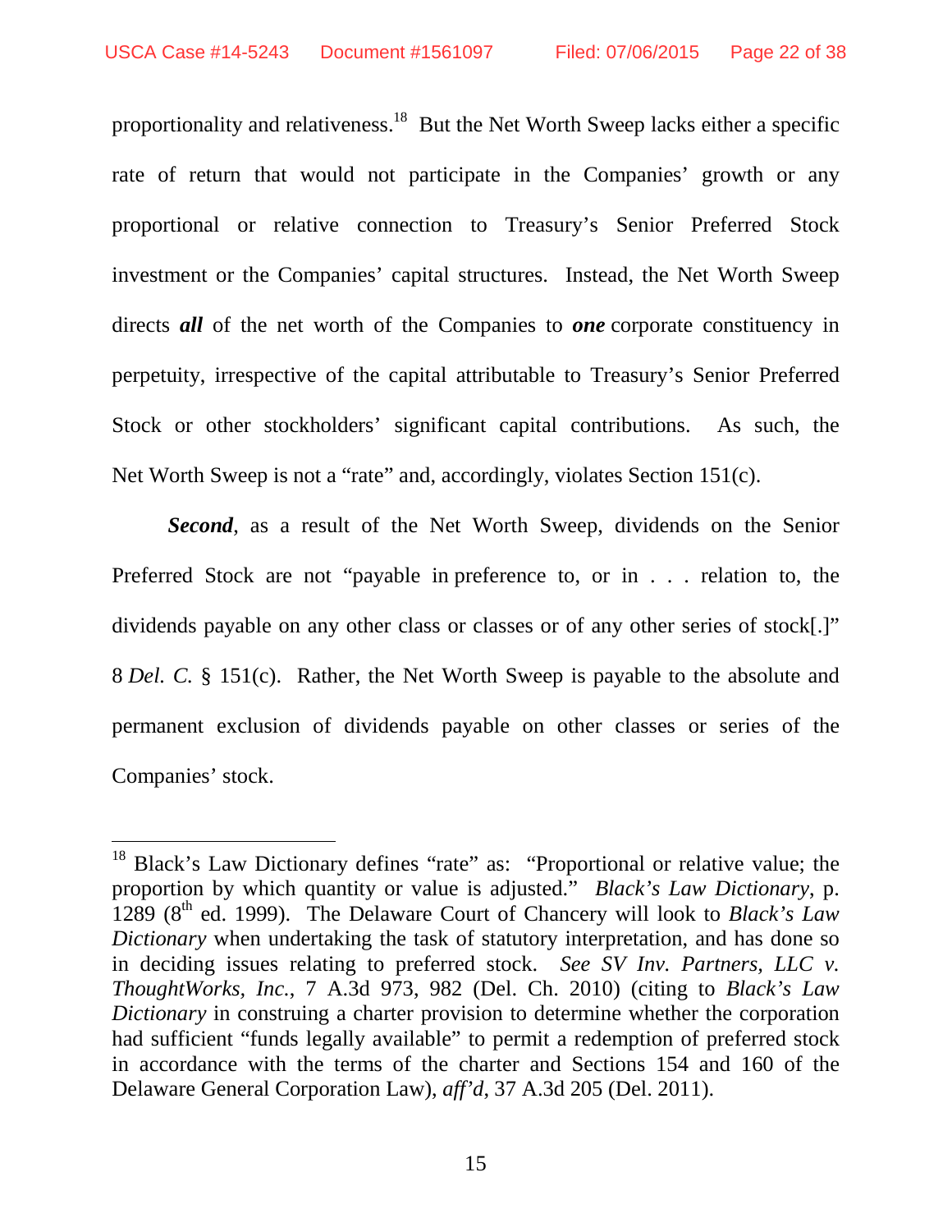proportionality and relativeness.[18] But the Net Worth Sweep lacks either a specific rate of return that would not participate in the Companies' growth or any proportional or relative connection to Treasury's Senior Preferred Stock investment or the Companies' capital structures. Instead, the Net Worth Sweep directs ***all*** of the net worth of the Companies to ***one*** corporate constituency in perpetuity, irrespective of the capital attributable to Treasury's Senior Preferred Stock or other stockholders' significant capital contributions. As such, the Net Worth Sweep is not a "rate" and, accordingly, violates Section 151(c).

***Second***, as a result of the Net Worth Sweep, dividends on the Senior Preferred Stock are not "payable in preference to, or in . . . relation to, the dividends payable on any other class or classes or of any other series of stock[.]" 8 *Del. C.* § 151(c). Rather, the Net Worth Sweep is payable to the absolute and permanent exclusion of dividends payable on other classes or series of the Companies' stock.

---

[18] Black's Law Dictionary defines "rate" as: "Proportional or relative value; the proportion by which quantity or value is adjusted." *Black's Law Dictionary*, p. 1289 (8th ed. 1999). The Delaware Court of Chancery will look to *Black's Law Dictionary* when undertaking the task of statutory interpretation, and has done so in deciding issues relating to preferred stock. *See SV Inv. Partners, LLC v. ThoughtWorks, Inc.*, 7 A.3d 973, 982 (Del. Ch. 2010) (citing to *Black's Law Dictionary* in construing a charter provision to determine whether the corporation had sufficient "funds legally available" to permit a redemption of preferred stock in accordance with the terms of the charter and Sections 154 and 160 of the Delaware General Corporation Law), *aff'd*, 37 A.3d 205 (Del. 2011).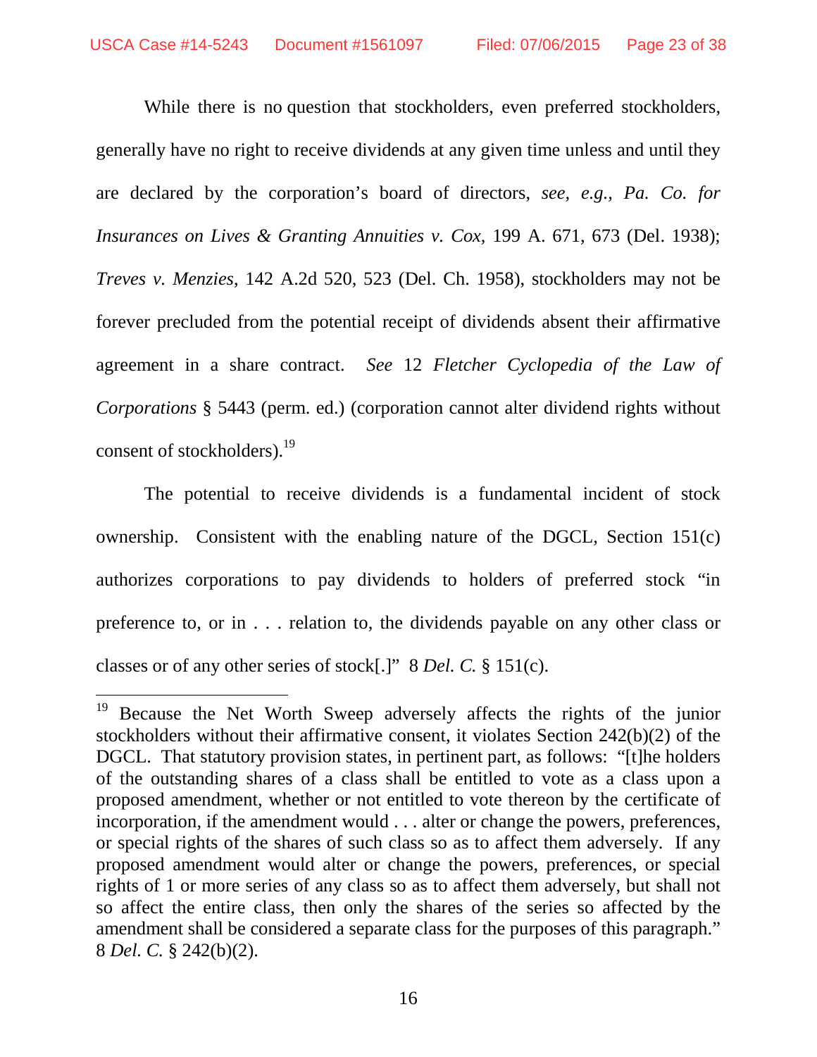While there is no question that stockholders, even preferred stockholders, generally have no right to receive dividends at any given time unless and until they are declared by the corporation's board of directors, *see, e.g., Pa. Co. for Insurances on Lives & Granting Annuities v. Cox*, 199 A. 671, 673 (Del. 1938); *Treves v. Menzies*, 142 A.2d 520, 523 (Del. Ch. 1958), stockholders may not be forever precluded from the potential receipt of dividends absent their affirmative agreement in a share contract. *See* 12 *Fletcher Cyclopedia of the Law of Corporations* § 5443 (perm. ed.) (corporation cannot alter dividend rights without consent of stockholders).[19]

The potential to receive dividends is a fundamental incident of stock ownership. Consistent with the enabling nature of the DGCL, Section 151(c) authorizes corporations to pay dividends to holders of preferred stock "in preference to, or in . . . relation to, the dividends payable on any other class or classes or of any other series of stock[.]" 8 *Del. C.* § 151(c).

---

[19] Because the Net Worth Sweep adversely affects the rights of the junior stockholders without their affirmative consent, it violates Section 242(b)(2) of the DGCL. That statutory provision states, in pertinent part, as follows: "[t]he holders of the outstanding shares of a class shall be entitled to vote as a class upon a proposed amendment, whether or not entitled to vote thereon by the certificate of incorporation, if the amendment would . . . alter or change the powers, preferences, or special rights of the shares of such class so as to affect them adversely. If any proposed amendment would alter or change the powers, preferences, or special rights of 1 or more series of any class so as to affect them adversely, but shall not so affect the entire class, then only the shares of the series so affected by the amendment shall be considered a separate class for the purposes of this paragraph." 8 *Del. C.* § 242(b)(2).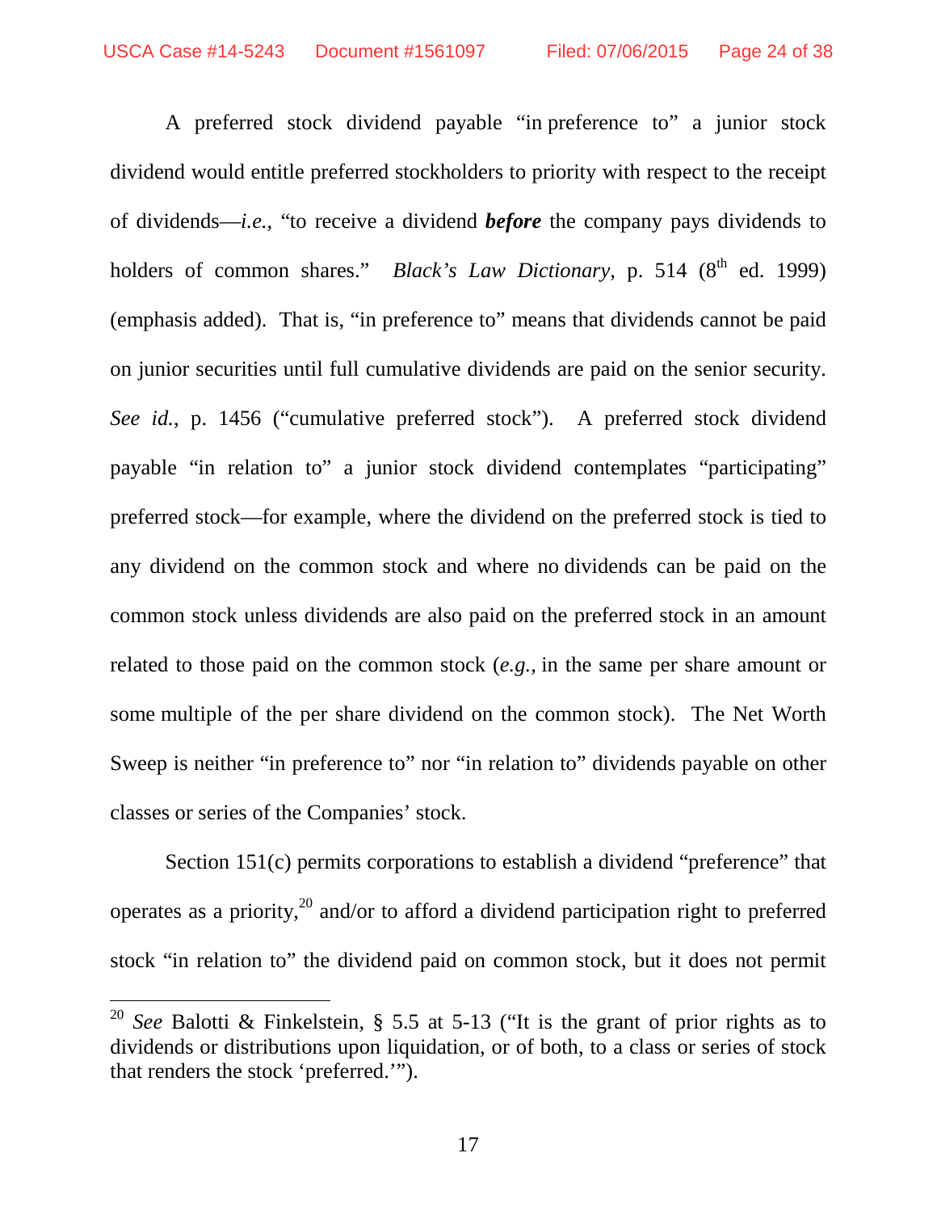A preferred stock dividend payable "in preference to" a junior stock dividend would entitle preferred stockholders to priority with respect to the receipt of dividends—*i.e.*, "to receive a dividend ***before*** the company pays dividends to holders of common shares." *Black's Law Dictionary*, p. 514 (8th ed. 1999) (emphasis added). That is, "in preference to" means that dividends cannot be paid on junior securities until full cumulative dividends are paid on the senior security. *See id.*, p. 1456 ("cumulative preferred stock"). A preferred stock dividend payable "in relation to" a junior stock dividend contemplates "participating" preferred stock—for example, where the dividend on the preferred stock is tied to any dividend on the common stock and where no dividends can be paid on the common stock unless dividends are also paid on the preferred stock in an amount related to those paid on the common stock (*e.g.*, in the same per share amount or some multiple of the per share dividend on the common stock). The Net Worth Sweep is neither "in preference to" nor "in relation to" dividends payable on other classes or series of the Companies' stock.

Section 151(c) permits corporations to establish a dividend "preference" that operates as a priority,[20] and/or to afford a dividend participation right to preferred stock "in relation to" the dividend paid on common stock, but it does not permit

---

[20] *See* Balotti & Finkelstein, § 5.5 at 5-13 ("It is the grant of prior rights as to dividends or distributions upon liquidation, or of both, to a class or series of stock that renders the stock 'preferred.'").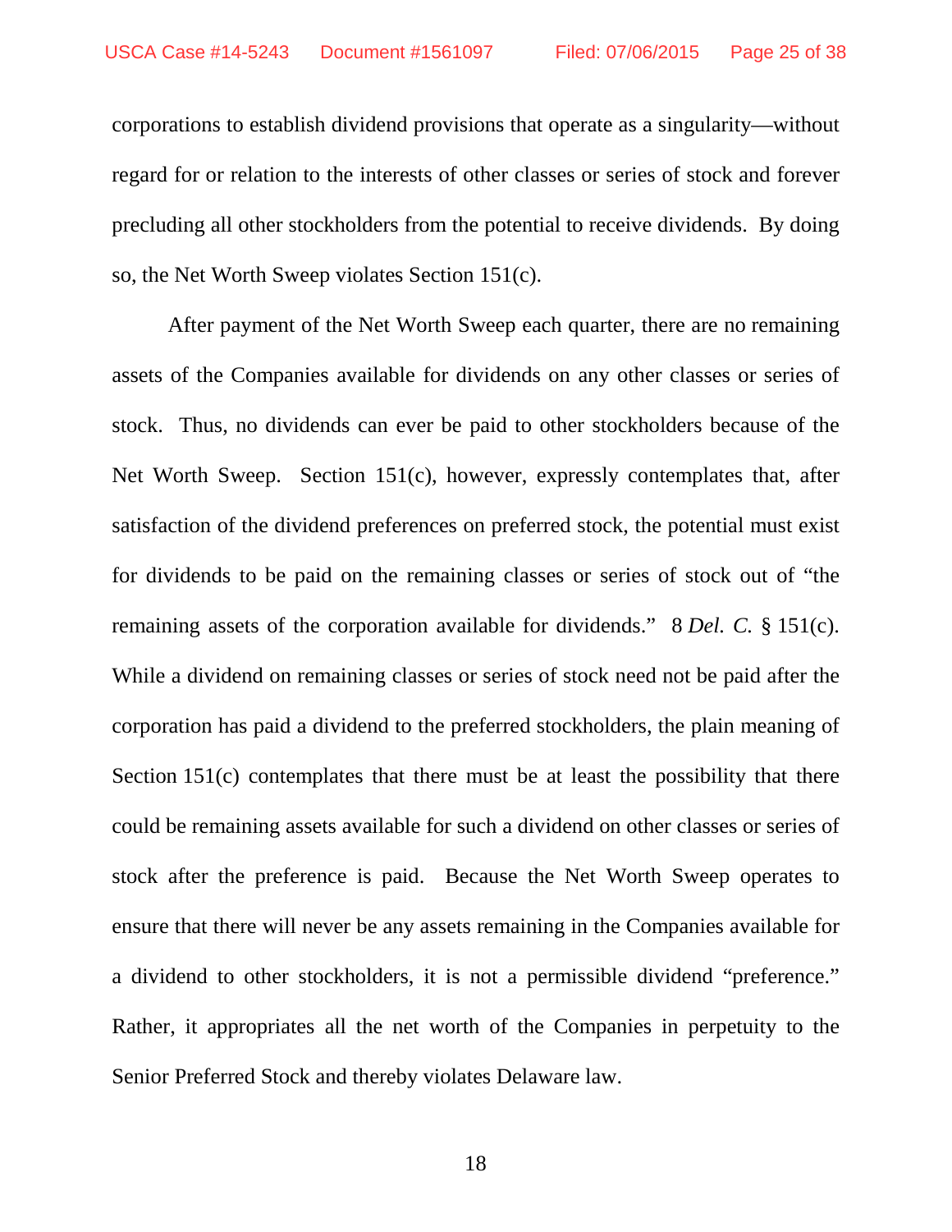corporations to establish dividend provisions that operate as a singularity—without regard for or relation to the interests of other classes or series of stock and forever precluding all other stockholders from the potential to receive dividends. By doing so, the Net Worth Sweep violates Section 151(c).

After payment of the Net Worth Sweep each quarter, there are no remaining assets of the Companies available for dividends on any other classes or series of stock. Thus, no dividends can ever be paid to other stockholders because of the Net Worth Sweep. Section 151(c), however, expressly contemplates that, after satisfaction of the dividend preferences on preferred stock, the potential must exist for dividends to be paid on the remaining classes or series of stock out of "the remaining assets of the corporation available for dividends." 8 *Del. C.* § 151(c). While a dividend on remaining classes or series of stock need not be paid after the corporation has paid a dividend to the preferred stockholders, the plain meaning of Section 151(c) contemplates that there must be at least the possibility that there could be remaining assets available for such a dividend on other classes or series of stock after the preference is paid. Because the Net Worth Sweep operates to ensure that there will never be any assets remaining in the Companies available for a dividend to other stockholders, it is not a permissible dividend "preference." Rather, it appropriates all the net worth of the Companies in perpetuity to the Senior Preferred Stock and thereby violates Delaware law.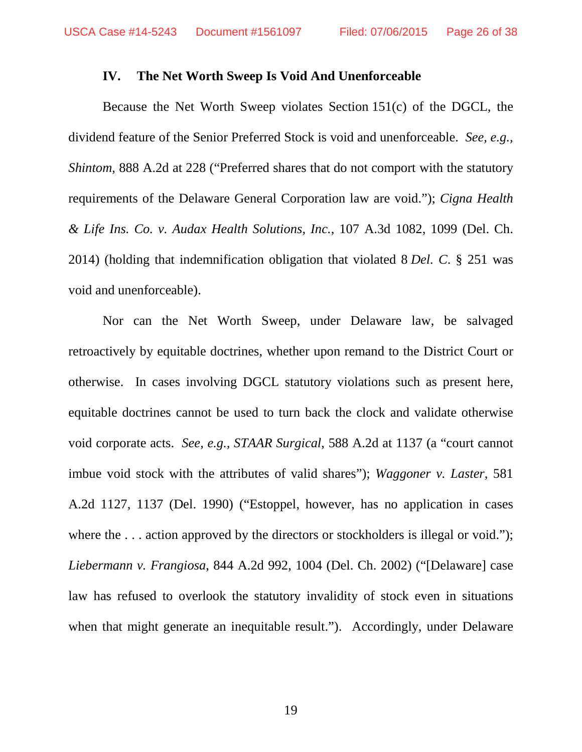## IV. The Net Worth Sweep Is Void And Unenforceable

Because the Net Worth Sweep violates Section 151(c) of the DGCL, the dividend feature of the Senior Preferred Stock is void and unenforceable. *See, e.g.*, *Shintom*, 888 A.2d at 228 ("Preferred shares that do not comport with the statutory requirements of the Delaware General Corporation law are void."); *Cigna Health & Life Ins. Co. v. Audax Health Solutions, Inc.*, 107 A.3d 1082, 1099 (Del. Ch. 2014) (holding that indemnification obligation that violated 8 *Del. C*. § 251 was void and unenforceable).

Nor can the Net Worth Sweep, under Delaware law, be salvaged retroactively by equitable doctrines, whether upon remand to the District Court or otherwise. In cases involving DGCL statutory violations such as present here, equitable doctrines cannot be used to turn back the clock and validate otherwise void corporate acts. *See, e.g., STAAR Surgical*, 588 A.2d at 1137 (a "court cannot imbue void stock with the attributes of valid shares"); *Waggoner v. Laster*, 581 A.2d 1127, 1137 (Del. 1990) ("Estoppel, however, has no application in cases where the . . . action approved by the directors or stockholders is illegal or void."); *Liebermann v. Frangiosa*, 844 A.2d 992, 1004 (Del. Ch. 2002) ("[Delaware] case law has refused to overlook the statutory invalidity of stock even in situations when that might generate an inequitable result."). Accordingly, under Delaware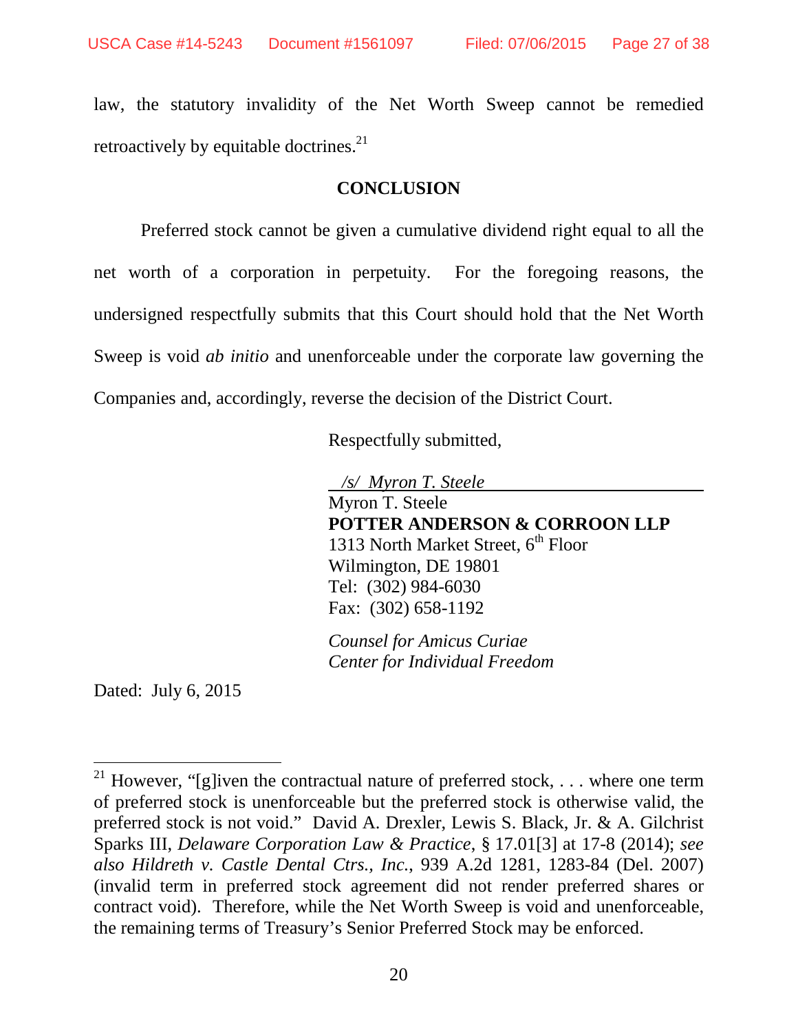law, the statutory invalidity of the Net Worth Sweep cannot be remedied retroactively by equitable doctrines.[21]

## CONCLUSION

Preferred stock cannot be given a cumulative dividend right equal to all the net worth of a corporation in perpetuity. For the foregoing reasons, the undersigned respectfully submits that this Court should hold that the Net Worth Sweep is void *ab initio* and unenforceable under the corporate law governing the Companies and, accordingly, reverse the decision of the District Court.

Respectfully submitted,

*/s/ Myron T. Steele*
Myron T. Steele
**POTTER ANDERSON & CORROON LLP**
1313 North Market Street, 6th Floor
Wilmington, DE 19801
Tel: (302) 984-6030
Fax: (302) 658-1192

*Counsel for Amicus Curiae*
*Center for Individual Freedom*

Dated: July 6, 2015

---

[21] However, "[g]iven the contractual nature of preferred stock, . . . where one term of preferred stock is unenforceable but the preferred stock is otherwise valid, the preferred stock is not void." David A. Drexler, Lewis S. Black, Jr. & A. Gilchrist Sparks III, *Delaware Corporation Law & Practice*, § 17.01[3] at 17-8 (2014); *see also Hildreth v. Castle Dental Ctrs., Inc.*, 939 A.2d 1281, 1283-84 (Del. 2007) (invalid term in preferred stock agreement did not render preferred shares or contract void). Therefore, while the Net Worth Sweep is void and unenforceable, the remaining terms of Treasury's Senior Preferred Stock may be enforced.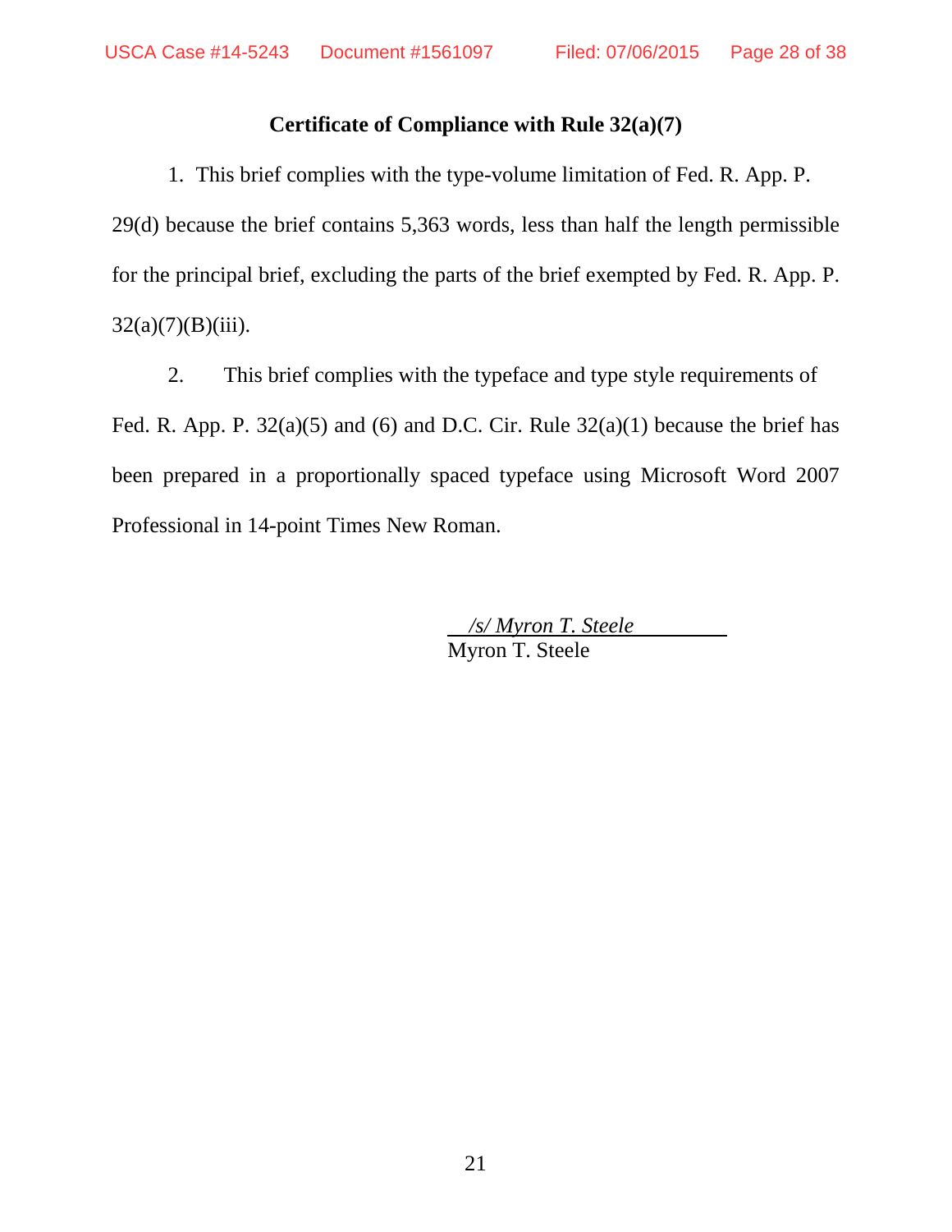## Certificate of Compliance with Rule 32(a)(7)

1. This brief complies with the type-volume limitation of Fed. R. App. P. 29(d) because the brief contains 5,363 words, less than half the length permissible for the principal brief, excluding the parts of the brief exempted by Fed. R. App. P. 32(a)(7)(B)(iii).

2. This brief complies with the typeface and type style requirements of Fed. R. App. P. 32(a)(5) and (6) and D.C. Cir. Rule 32(a)(1) because the brief has been prepared in a proportionally spaced typeface using Microsoft Word 2007 Professional in 14-point Times New Roman.

*/s/ Myron T. Steele*
Myron T. Steele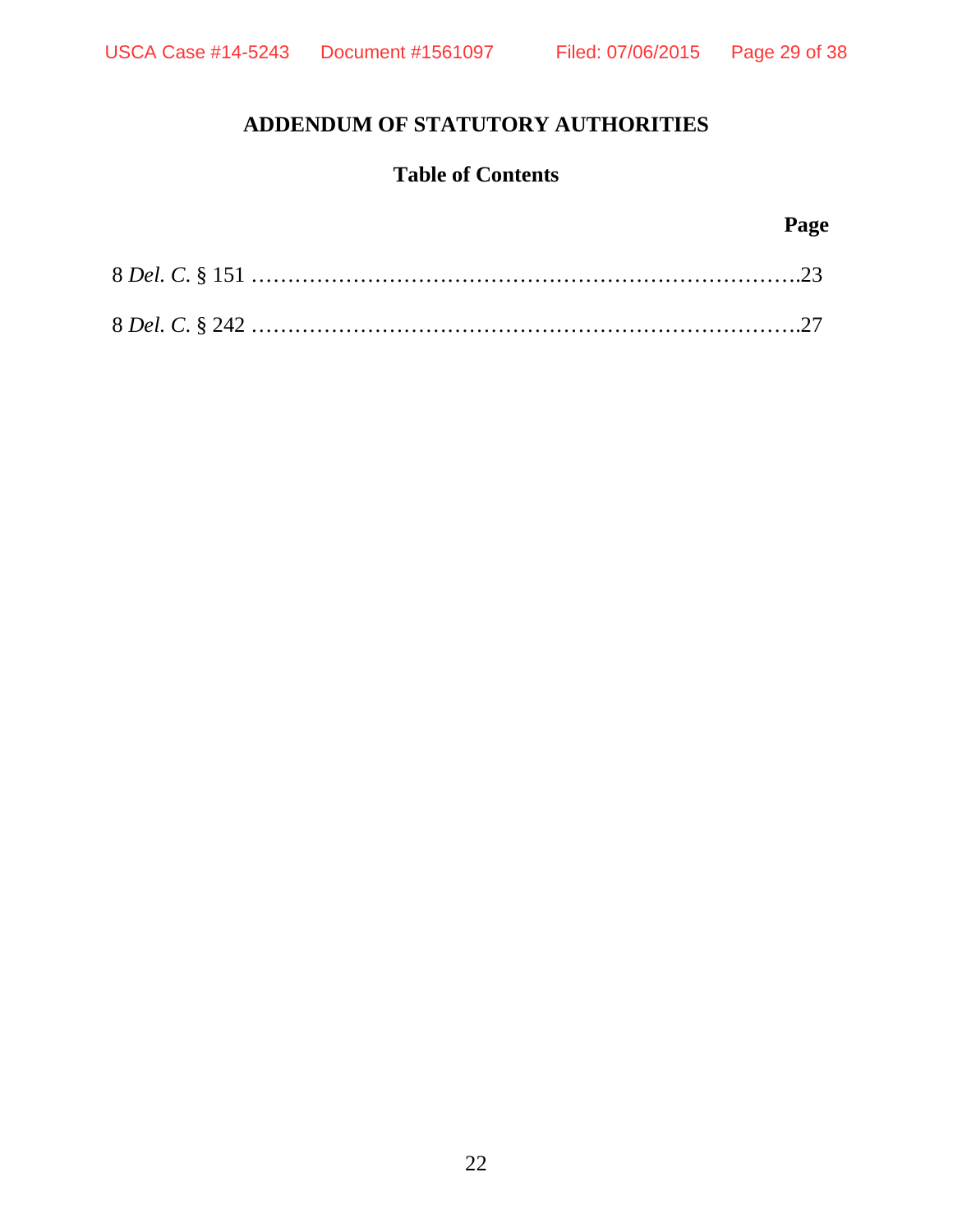# ADDENDUM OF STATUTORY AUTHORITIES

## Table of Contents

| | Page |
|---|---|
| 8 *Del. C.* § 151 | 23 |
| 8 *Del. C.* § 242 | 27 |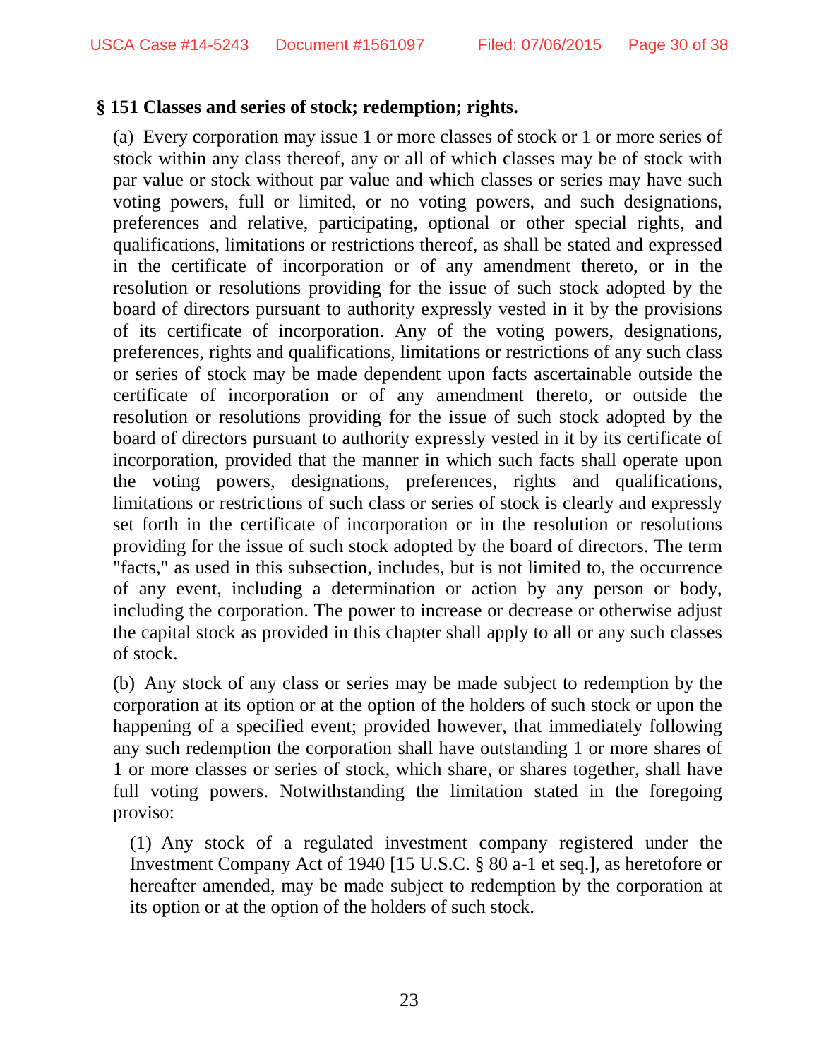**§ 151 Classes and series of stock; redemption; rights.**

(a) Every corporation may issue 1 or more classes of stock or 1 or more series of stock within any class thereof, any or all of which classes may be of stock with par value or stock without par value and which classes or series may have such voting powers, full or limited, or no voting powers, and such designations, preferences and relative, participating, optional or other special rights, and qualifications, limitations or restrictions thereof, as shall be stated and expressed in the certificate of incorporation or of any amendment thereto, or in the resolution or resolutions providing for the issue of such stock adopted by the board of directors pursuant to authority expressly vested in it by the provisions of its certificate of incorporation. Any of the voting powers, designations, preferences, rights and qualifications, limitations or restrictions of any such class or series of stock may be made dependent upon facts ascertainable outside the certificate of incorporation or of any amendment thereto, or outside the resolution or resolutions providing for the issue of such stock adopted by the board of directors pursuant to authority expressly vested in it by its certificate of incorporation, provided that the manner in which such facts shall operate upon the voting powers, designations, preferences, rights and qualifications, limitations or restrictions of such class or series of stock is clearly and expressly set forth in the certificate of incorporation or in the resolution or resolutions providing for the issue of such stock adopted by the board of directors. The term "facts," as used in this subsection, includes, but is not limited to, the occurrence of any event, including a determination or action by any person or body, including the corporation. The power to increase or decrease or otherwise adjust the capital stock as provided in this chapter shall apply to all or any such classes of stock.

(b) Any stock of any class or series may be made subject to redemption by the corporation at its option or at the option of the holders of such stock or upon the happening of a specified event; provided however, that immediately following any such redemption the corporation shall have outstanding 1 or more shares of 1 or more classes or series of stock, which share, or shares together, shall have full voting powers. Notwithstanding the limitation stated in the foregoing proviso:

(1) Any stock of a regulated investment company registered under the Investment Company Act of 1940 [15 U.S.C. § 80 a-1 et seq.], as heretofore or hereafter amended, may be made subject to redemption by the corporation at its option or at the option of the holders of such stock.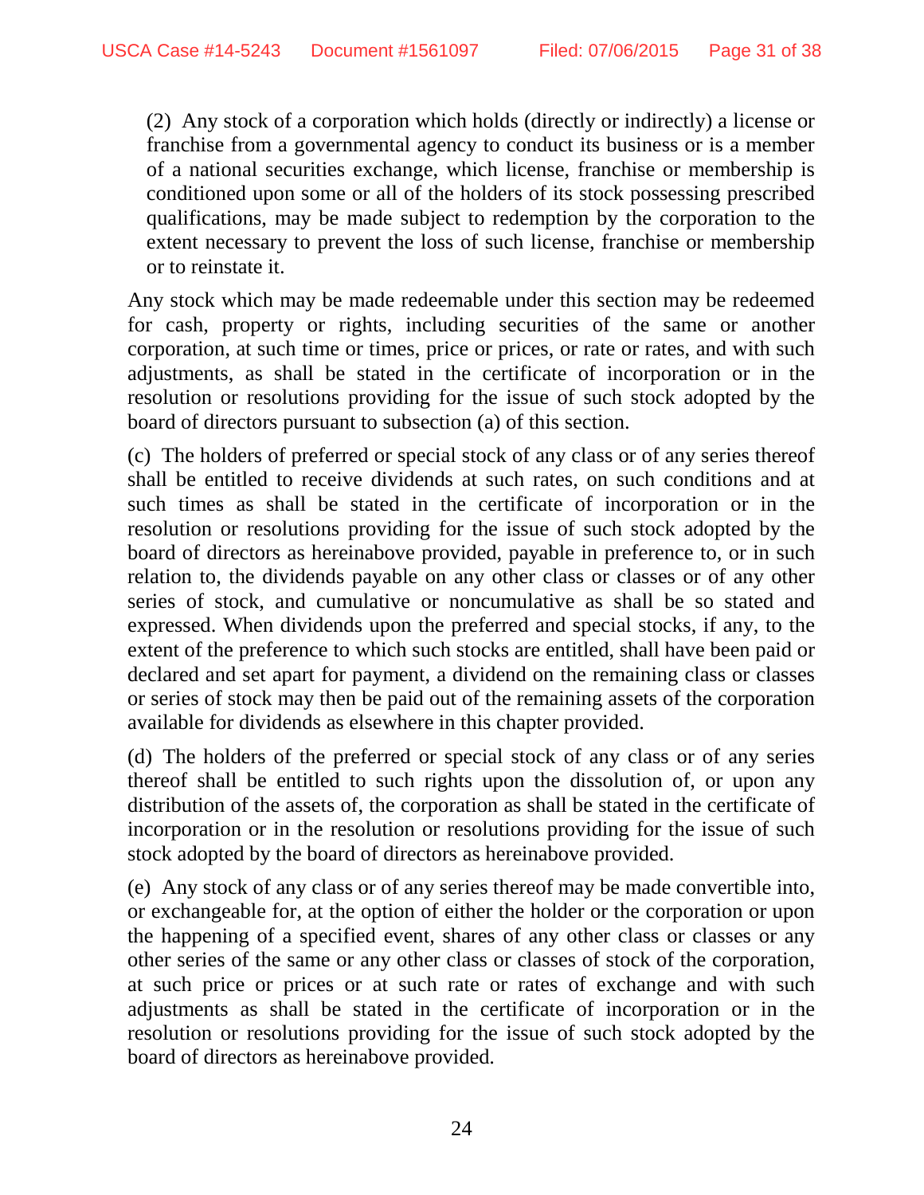(2) Any stock of a corporation which holds (directly or indirectly) a license or franchise from a governmental agency to conduct its business or is a member of a national securities exchange, which license, franchise or membership is conditioned upon some or all of the holders of its stock possessing prescribed qualifications, may be made subject to redemption by the corporation to the extent necessary to prevent the loss of such license, franchise or membership or to reinstate it.

Any stock which may be made redeemable under this section may be redeemed for cash, property or rights, including securities of the same or another corporation, at such time or times, price or prices, or rate or rates, and with such adjustments, as shall be stated in the certificate of incorporation or in the resolution or resolutions providing for the issue of such stock adopted by the board of directors pursuant to subsection (a) of this section.

(c) The holders of preferred or special stock of any class or of any series thereof shall be entitled to receive dividends at such rates, on such conditions and at such times as shall be stated in the certificate of incorporation or in the resolution or resolutions providing for the issue of such stock adopted by the board of directors as hereinabove provided, payable in preference to, or in such relation to, the dividends payable on any other class or classes or of any other series of stock, and cumulative or noncumulative as shall be so stated and expressed. When dividends upon the preferred and special stocks, if any, to the extent of the preference to which such stocks are entitled, shall have been paid or declared and set apart for payment, a dividend on the remaining class or classes or series of stock may then be paid out of the remaining assets of the corporation available for dividends as elsewhere in this chapter provided.

(d) The holders of the preferred or special stock of any class or of any series thereof shall be entitled to such rights upon the dissolution of, or upon any distribution of the assets of, the corporation as shall be stated in the certificate of incorporation or in the resolution or resolutions providing for the issue of such stock adopted by the board of directors as hereinabove provided.

(e) Any stock of any class or of any series thereof may be made convertible into, or exchangeable for, at the option of either the holder or the corporation or upon the happening of a specified event, shares of any other class or classes or any other series of the same or any other class or classes of stock of the corporation, at such price or prices or at such rate or rates of exchange and with such adjustments as shall be stated in the certificate of incorporation or in the resolution or resolutions providing for the issue of such stock adopted by the board of directors as hereinabove provided.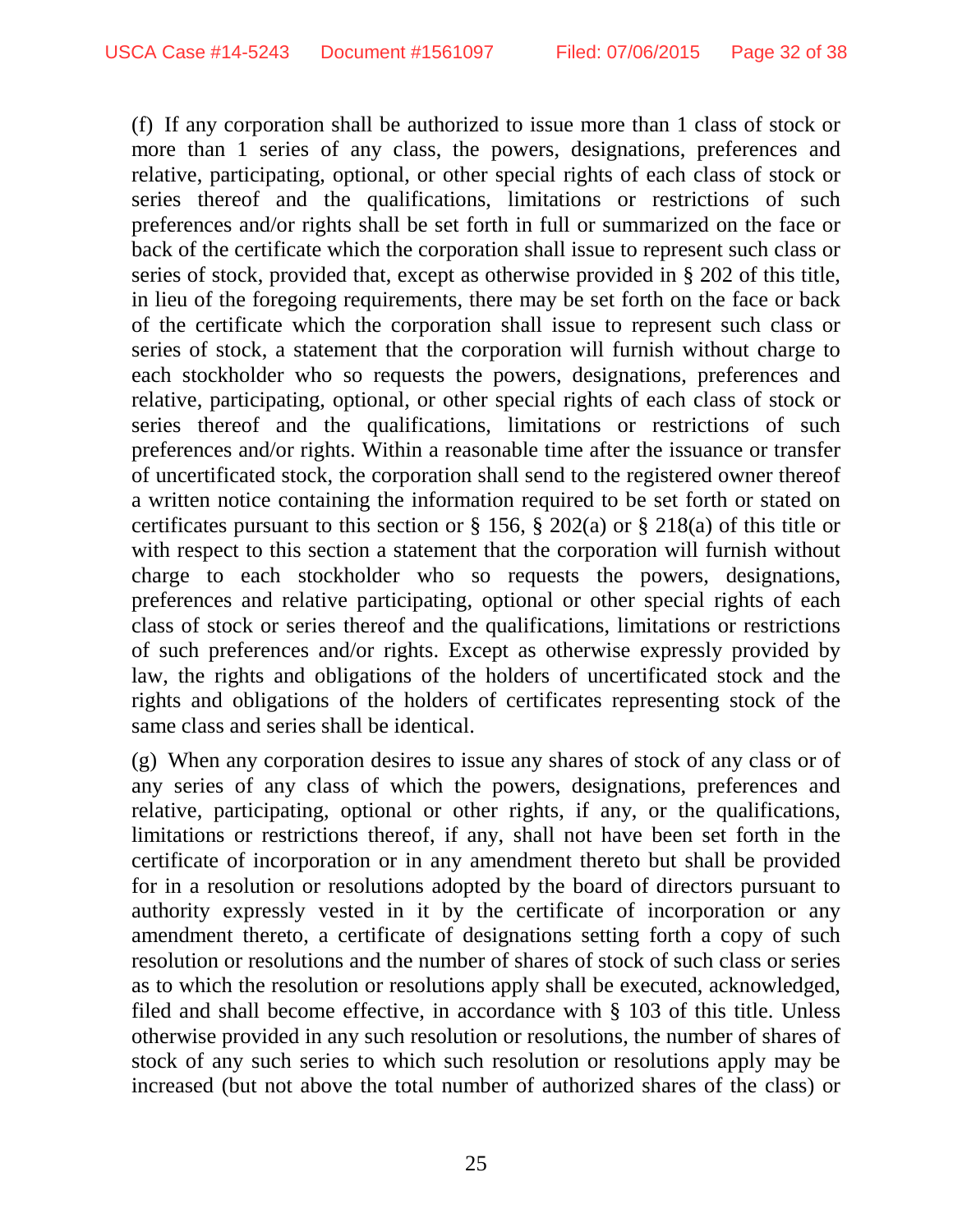(f) If any corporation shall be authorized to issue more than 1 class of stock or more than 1 series of any class, the powers, designations, preferences and relative, participating, optional, or other special rights of each class of stock or series thereof and the qualifications, limitations or restrictions of such preferences and/or rights shall be set forth in full or summarized on the face or back of the certificate which the corporation shall issue to represent such class or series of stock, provided that, except as otherwise provided in § 202 of this title, in lieu of the foregoing requirements, there may be set forth on the face or back of the certificate which the corporation shall issue to represent such class or series of stock, a statement that the corporation will furnish without charge to each stockholder who so requests the powers, designations, preferences and relative, participating, optional, or other special rights of each class of stock or series thereof and the qualifications, limitations or restrictions of such preferences and/or rights. Within a reasonable time after the issuance or transfer of uncertificated stock, the corporation shall send to the registered owner thereof a written notice containing the information required to be set forth or stated on certificates pursuant to this section or § 156, § 202(a) or § 218(a) of this title or with respect to this section a statement that the corporation will furnish without charge to each stockholder who so requests the powers, designations, preferences and relative participating, optional or other special rights of each class of stock or series thereof and the qualifications, limitations or restrictions of such preferences and/or rights. Except as otherwise expressly provided by law, the rights and obligations of the holders of uncertificated stock and the rights and obligations of the holders of certificates representing stock of the same class and series shall be identical.

(g) When any corporation desires to issue any shares of stock of any class or of any series of any class of which the powers, designations, preferences and relative, participating, optional or other rights, if any, or the qualifications, limitations or restrictions thereof, if any, shall not have been set forth in the certificate of incorporation or in any amendment thereto but shall be provided for in a resolution or resolutions adopted by the board of directors pursuant to authority expressly vested in it by the certificate of incorporation or any amendment thereto, a certificate of designations setting forth a copy of such resolution or resolutions and the number of shares of stock of such class or series as to which the resolution or resolutions apply shall be executed, acknowledged, filed and shall become effective, in accordance with § 103 of this title. Unless otherwise provided in any such resolution or resolutions, the number of shares of stock of any such series to which such resolution or resolutions apply may be increased (but not above the total number of authorized shares of the class) or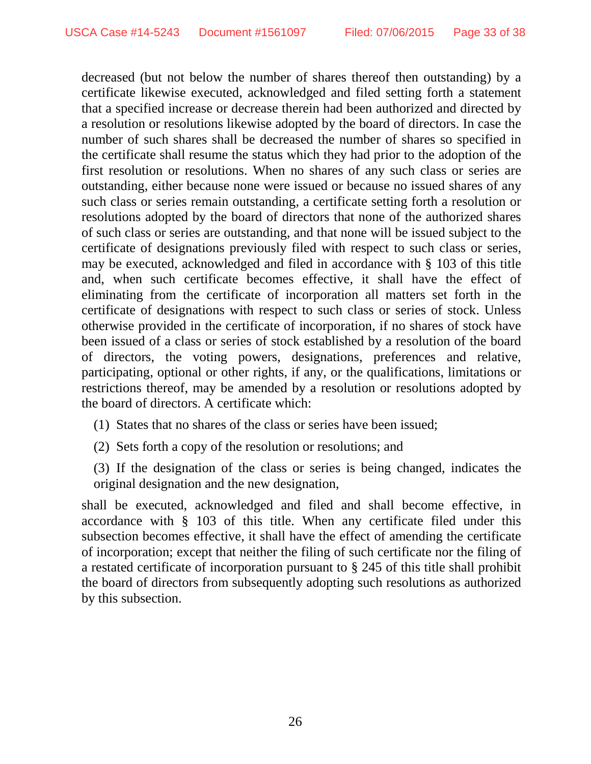decreased (but not below the number of shares thereof then outstanding) by a certificate likewise executed, acknowledged and filed setting forth a statement that a specified increase or decrease therein had been authorized and directed by a resolution or resolutions likewise adopted by the board of directors. In case the number of such shares shall be decreased the number of shares so specified in the certificate shall resume the status which they had prior to the adoption of the first resolution or resolutions. When no shares of any such class or series are outstanding, either because none were issued or because no issued shares of any such class or series remain outstanding, a certificate setting forth a resolution or resolutions adopted by the board of directors that none of the authorized shares of such class or series are outstanding, and that none will be issued subject to the certificate of designations previously filed with respect to such class or series, may be executed, acknowledged and filed in accordance with § 103 of this title and, when such certificate becomes effective, it shall have the effect of eliminating from the certificate of incorporation all matters set forth in the certificate of designations with respect to such class or series of stock. Unless otherwise provided in the certificate of incorporation, if no shares of stock have been issued of a class or series of stock established by a resolution of the board of directors, the voting powers, designations, preferences and relative, participating, optional or other rights, if any, or the qualifications, limitations or restrictions thereof, may be amended by a resolution or resolutions adopted by the board of directors. A certificate which:

(1) States that no shares of the class or series have been issued;

(2) Sets forth a copy of the resolution or resolutions; and

(3) If the designation of the class or series is being changed, indicates the original designation and the new designation,

shall be executed, acknowledged and filed and shall become effective, in accordance with § 103 of this title. When any certificate filed under this subsection becomes effective, it shall have the effect of amending the certificate of incorporation; except that neither the filing of such certificate nor the filing of a restated certificate of incorporation pursuant to § 245 of this title shall prohibit the board of directors from subsequently adopting such resolutions as authorized by this subsection.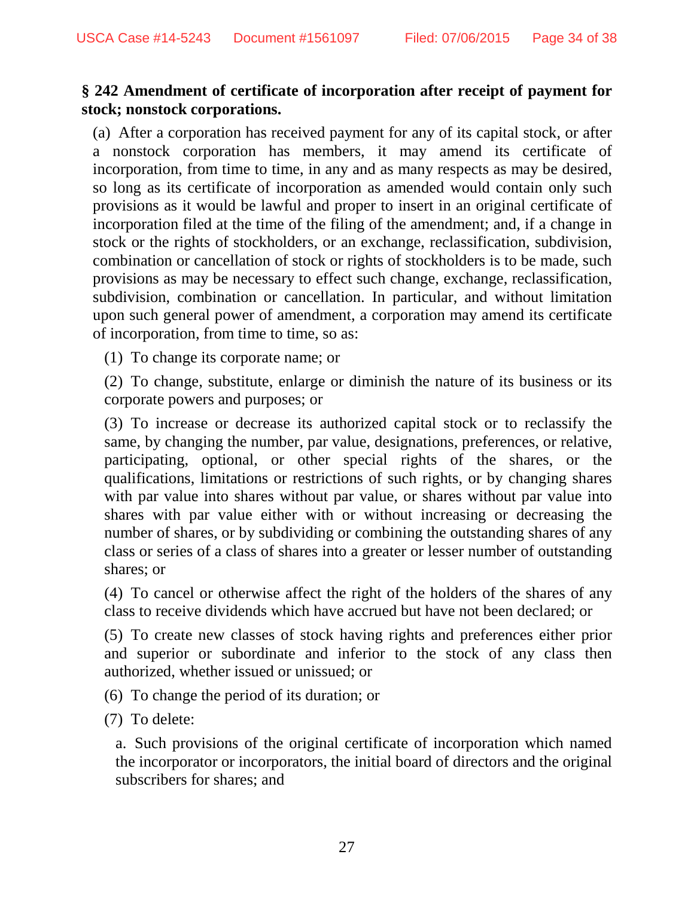**§ 242 Amendment of certificate of incorporation after receipt of payment for stock; nonstock corporations.**

(a) After a corporation has received payment for any of its capital stock, or after a nonstock corporation has members, it may amend its certificate of incorporation, from time to time, in any and as many respects as may be desired, so long as its certificate of incorporation as amended would contain only such provisions as it would be lawful and proper to insert in an original certificate of incorporation filed at the time of the filing of the amendment; and, if a change in stock or the rights of stockholders, or an exchange, reclassification, subdivision, combination or cancellation of stock or rights of stockholders is to be made, such provisions as may be necessary to effect such change, exchange, reclassification, subdivision, combination or cancellation. In particular, and without limitation upon such general power of amendment, a corporation may amend its certificate of incorporation, from time to time, so as:

(1) To change its corporate name; or

(2) To change, substitute, enlarge or diminish the nature of its business or its corporate powers and purposes; or

(3) To increase or decrease its authorized capital stock or to reclassify the same, by changing the number, par value, designations, preferences, or relative, participating, optional, or other special rights of the shares, or the qualifications, limitations or restrictions of such rights, or by changing shares with par value into shares without par value, or shares without par value into shares with par value either with or without increasing or decreasing the number of shares, or by subdividing or combining the outstanding shares of any class or series of a class of shares into a greater or lesser number of outstanding shares; or

(4) To cancel or otherwise affect the right of the holders of the shares of any class to receive dividends which have accrued but have not been declared; or

(5) To create new classes of stock having rights and preferences either prior and superior or subordinate and inferior to the stock of any class then authorized, whether issued or unissued; or

(6) To change the period of its duration; or

(7) To delete:

a. Such provisions of the original certificate of incorporation which named the incorporator or incorporators, the initial board of directors and the original subscribers for shares; and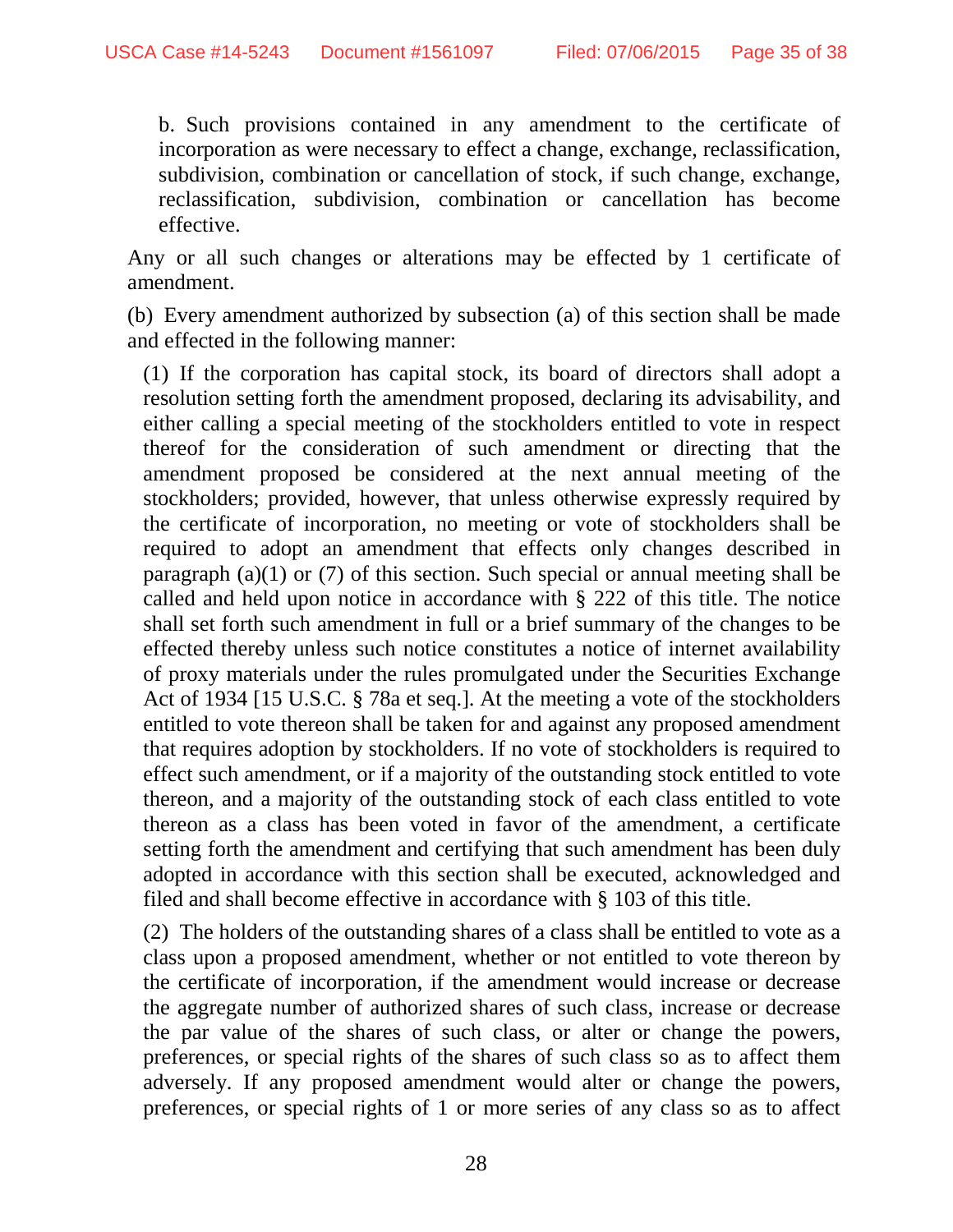b. Such provisions contained in any amendment to the certificate of incorporation as were necessary to effect a change, exchange, reclassification, subdivision, combination or cancellation of stock, if such change, exchange, reclassification, subdivision, combination or cancellation has become effective.

Any or all such changes or alterations may be effected by 1 certificate of amendment.

(b) Every amendment authorized by subsection (a) of this section shall be made and effected in the following manner:

(1) If the corporation has capital stock, its board of directors shall adopt a resolution setting forth the amendment proposed, declaring its advisability, and either calling a special meeting of the stockholders entitled to vote in respect thereof for the consideration of such amendment or directing that the amendment proposed be considered at the next annual meeting of the stockholders; provided, however, that unless otherwise expressly required by the certificate of incorporation, no meeting or vote of stockholders shall be required to adopt an amendment that effects only changes described in paragraph (a)(1) or (7) of this section. Such special or annual meeting shall be called and held upon notice in accordance with § 222 of this title. The notice shall set forth such amendment in full or a brief summary of the changes to be effected thereby unless such notice constitutes a notice of internet availability of proxy materials under the rules promulgated under the Securities Exchange Act of 1934 [15 U.S.C. § 78a et seq.]. At the meeting a vote of the stockholders entitled to vote thereon shall be taken for and against any proposed amendment that requires adoption by stockholders. If no vote of stockholders is required to effect such amendment, or if a majority of the outstanding stock entitled to vote thereon, and a majority of the outstanding stock of each class entitled to vote thereon as a class has been voted in favor of the amendment, a certificate setting forth the amendment and certifying that such amendment has been duly adopted in accordance with this section shall be executed, acknowledged and filed and shall become effective in accordance with § 103 of this title.

(2) The holders of the outstanding shares of a class shall be entitled to vote as a class upon a proposed amendment, whether or not entitled to vote thereon by the certificate of incorporation, if the amendment would increase or decrease the aggregate number of authorized shares of such class, increase or decrease the par value of the shares of such class, or alter or change the powers, preferences, or special rights of the shares of such class so as to affect them adversely. If any proposed amendment would alter or change the powers, preferences, or special rights of 1 or more series of any class so as to affect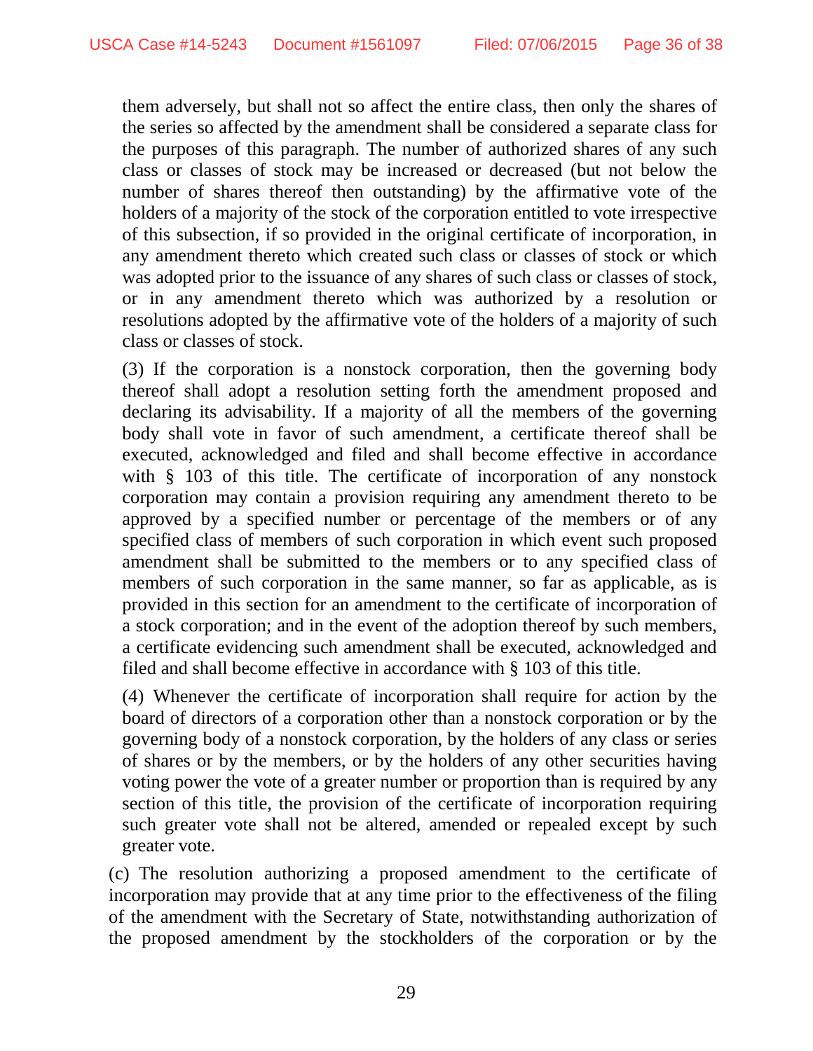them adversely, but shall not so affect the entire class, then only the shares of the series so affected by the amendment shall be considered a separate class for the purposes of this paragraph. The number of authorized shares of any such class or classes of stock may be increased or decreased (but not below the number of shares thereof then outstanding) by the affirmative vote of the holders of a majority of the stock of the corporation entitled to vote irrespective of this subsection, if so provided in the original certificate of incorporation, in any amendment thereto which created such class or classes of stock or which was adopted prior to the issuance of any shares of such class or classes of stock, or in any amendment thereto which was authorized by a resolution or resolutions adopted by the affirmative vote of the holders of a majority of such class or classes of stock.

(3) If the corporation is a nonstock corporation, then the governing body thereof shall adopt a resolution setting forth the amendment proposed and declaring its advisability. If a majority of all the members of the governing body shall vote in favor of such amendment, a certificate thereof shall be executed, acknowledged and filed and shall become effective in accordance with § 103 of this title. The certificate of incorporation of any nonstock corporation may contain a provision requiring any amendment thereto to be approved by a specified number or percentage of the members or of any specified class of members of such corporation in which event such proposed amendment shall be submitted to the members or to any specified class of members of such corporation in the same manner, so far as applicable, as is provided in this section for an amendment to the certificate of incorporation of a stock corporation; and in the event of the adoption thereof by such members, a certificate evidencing such amendment shall be executed, acknowledged and filed and shall become effective in accordance with § 103 of this title.

(4) Whenever the certificate of incorporation shall require for action by the board of directors of a corporation other than a nonstock corporation or by the governing body of a nonstock corporation, by the holders of any class or series of shares or by the members, or by the holders of any other securities having voting power the vote of a greater number or proportion than is required by any section of this title, the provision of the certificate of incorporation requiring such greater vote shall not be altered, amended or repealed except by such greater vote.

(c) The resolution authorizing a proposed amendment to the certificate of incorporation may provide that at any time prior to the effectiveness of the filing of the amendment with the Secretary of State, notwithstanding authorization of the proposed amendment by the stockholders of the corporation or by the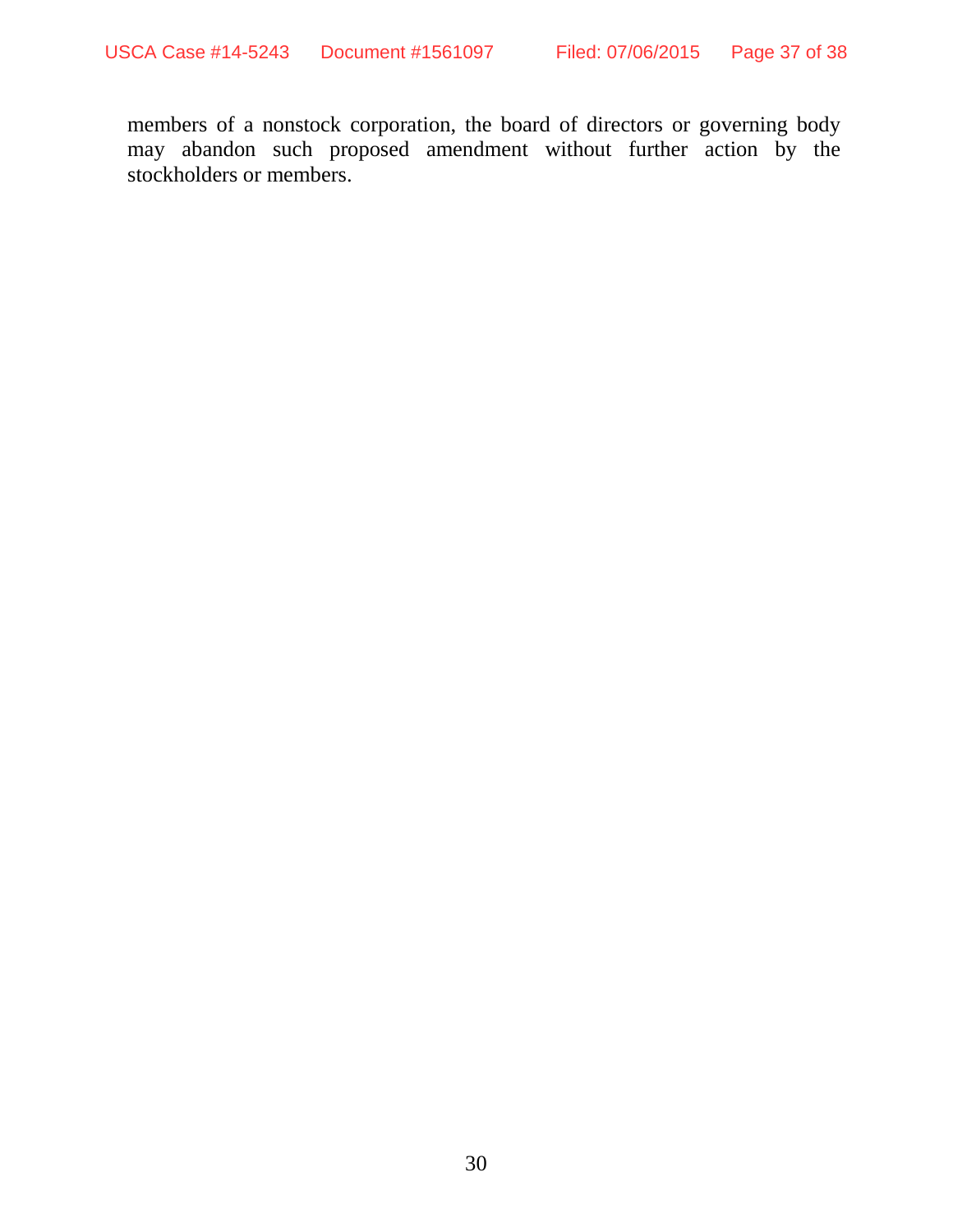members of a nonstock corporation, the board of directors or governing body may abandon such proposed amendment without further action by the stockholders or members.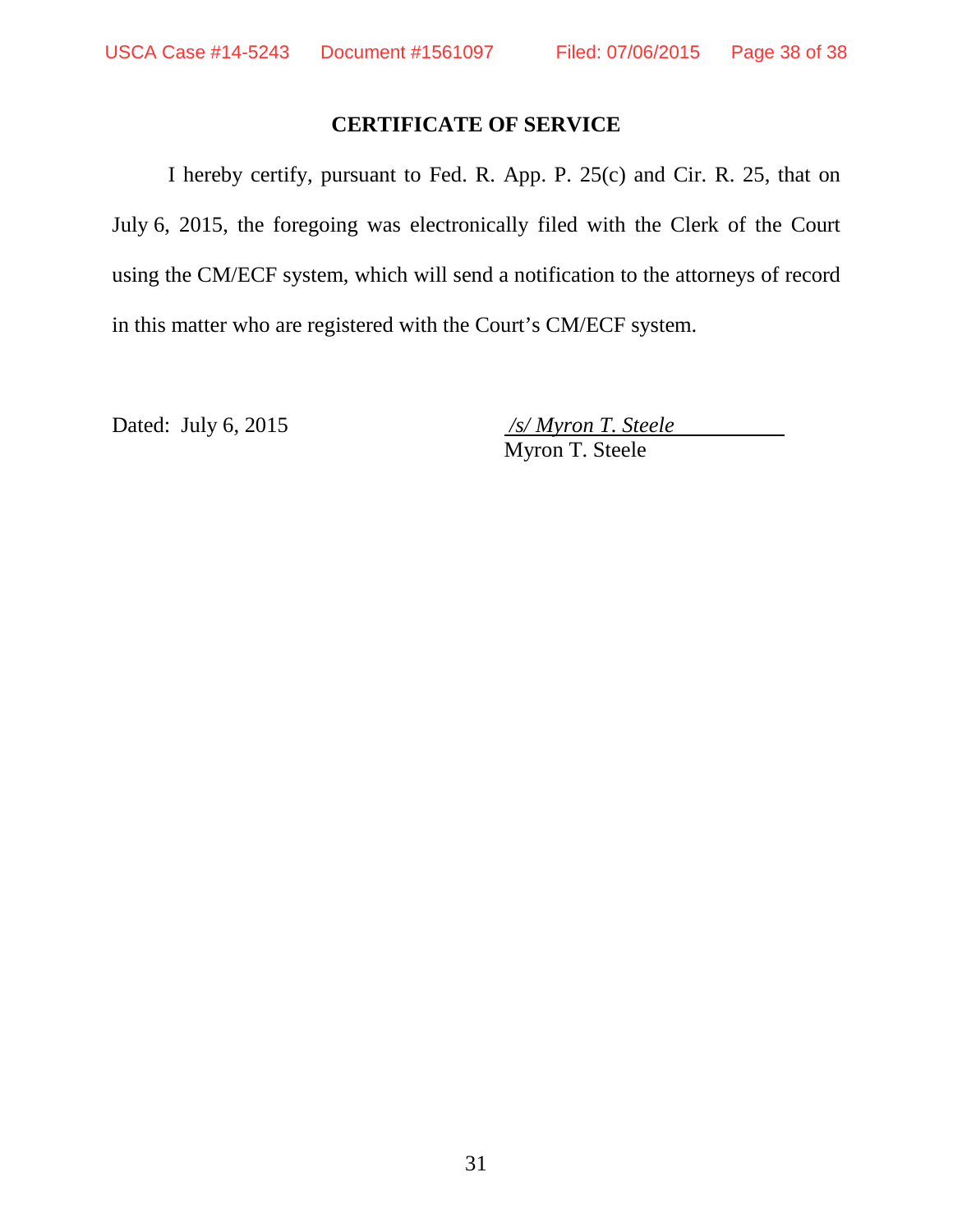## CERTIFICATE OF SERVICE

I hereby certify, pursuant to Fed. R. App. P. 25(c) and Cir. R. 25, that on July 6, 2015, the foregoing was electronically filed with the Clerk of the Court using the CM/ECF system, which will send a notification to the attorneys of record in this matter who are registered with the Court's CM/ECF system.

Dated: July 6, 2015

*/s/ Myron T. Steele*
Myron T. Steele